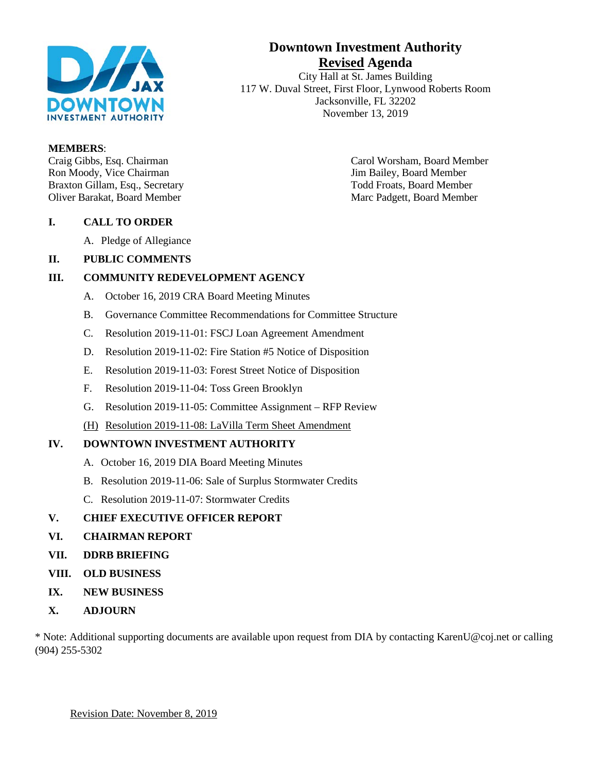# Downtown Investment Authority

## Revised Agenda

City Hall at St. James Building
117 W. Duval Street, First Floor, Lynwood Roberts Room
Jacksonville, FL 32202
November 13, 2019

**MEMBERS**:

Craig Gibbs, Esq. Chairman
Ron Moody, Vice Chairman
Braxton Gillam, Esq., Secretary
Oliver Barakat, Board Member
Carol Worsham, Board Member
Jim Bailey, Board Member
Todd Froats, Board Member
Marc Padgett, Board Member

**I. CALL TO ORDER**

A. Pledge of Allegiance

**II. PUBLIC COMMENTS**

**III. COMMUNITY REDEVELOPMENT AGENCY**

A. October 16, 2019 CRA Board Meeting Minutes

B. Governance Committee Recommendations for Committee Structure

C. Resolution 2019-11-01: FSCJ Loan Agreement Amendment

D. Resolution 2019-11-02: Fire Station #5 Notice of Disposition

E. Resolution 2019-11-03: Forest Street Notice of Disposition

F. Resolution 2019-11-04: Toss Green Brooklyn

G. Resolution 2019-11-05: Committee Assignment – RFP Review

(H) Resolution 2019-11-08: LaVilla Term Sheet Amendment

**IV. DOWNTOWN INVESTMENT AUTHORITY**

A. October 16, 2019 DIA Board Meeting Minutes

B. Resolution 2019-11-06: Sale of Surplus Stormwater Credits

C. Resolution 2019-11-07: Stormwater Credits

**V. CHIEF EXECUTIVE OFFICER REPORT**

**VI. CHAIRMAN REPORT**

**VII. DDRB BRIEFING**

**VIII. OLD BUSINESS**

**IX. NEW BUSINESS**

**X. ADJOURN**

* Note: Additional supporting documents are available upon request from DIA by contacting KarenU@coj.net or calling (904) 255-5302

Revision Date: November 8, 2019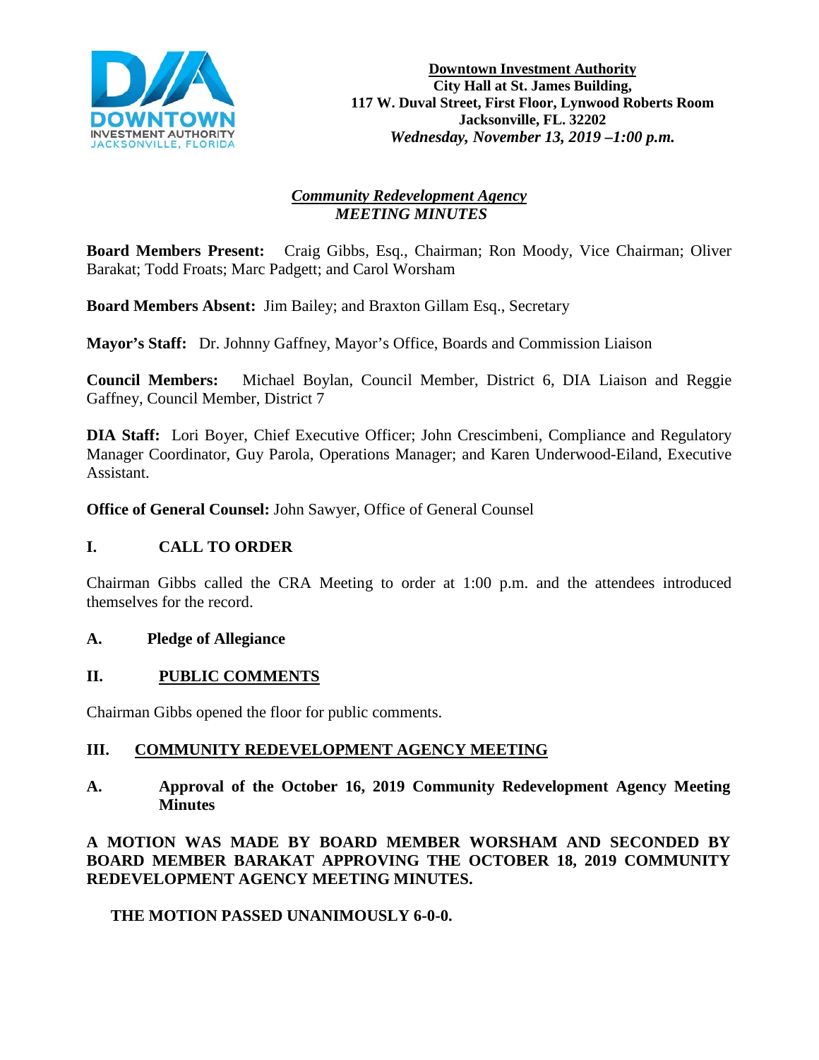**Downtown Investment Authority**
**City Hall at St. James Building,**
**117 W. Duval Street, First Floor, Lynwood Roberts Room**
**Jacksonville, FL. 32202**
***Wednesday, November 13, 2019 –1:00 p.m.***

***Community Redevelopment Agency***
***MEETING MINUTES***

**Board Members Present:** Craig Gibbs, Esq., Chairman; Ron Moody, Vice Chairman; Oliver Barakat; Todd Froats; Marc Padgett; and Carol Worsham

**Board Members Absent:** Jim Bailey; and Braxton Gillam Esq., Secretary

**Mayor's Staff:** Dr. Johnny Gaffney, Mayor's Office, Boards and Commission Liaison

**Council Members:** Michael Boylan, Council Member, District 6, DIA Liaison and Reggie Gaffney, Council Member, District 7

**DIA Staff:** Lori Boyer, Chief Executive Officer; John Crescimbeni, Compliance and Regulatory Manager Coordinator, Guy Parola, Operations Manager; and Karen Underwood-Eiland, Executive Assistant.

**Office of General Counsel:** John Sawyer, Office of General Counsel

## I. CALL TO ORDER

Chairman Gibbs called the CRA Meeting to order at 1:00 p.m. and the attendees introduced themselves for the record.

### A. Pledge of Allegiance

## II. PUBLIC COMMENTS

Chairman Gibbs opened the floor for public comments.

## III. COMMUNITY REDEVELOPMENT AGENCY MEETING

### A. Approval of the October 16, 2019 Community Redevelopment Agency Meeting Minutes

**A MOTION WAS MADE BY BOARD MEMBER WORSHAM AND SECONDED BY BOARD MEMBER BARAKAT APPROVING THE OCTOBER 18, 2019 COMMUNITY REDEVELOPMENT AGENCY MEETING MINUTES.**

**THE MOTION PASSED UNANIMOUSLY 6-0-0.**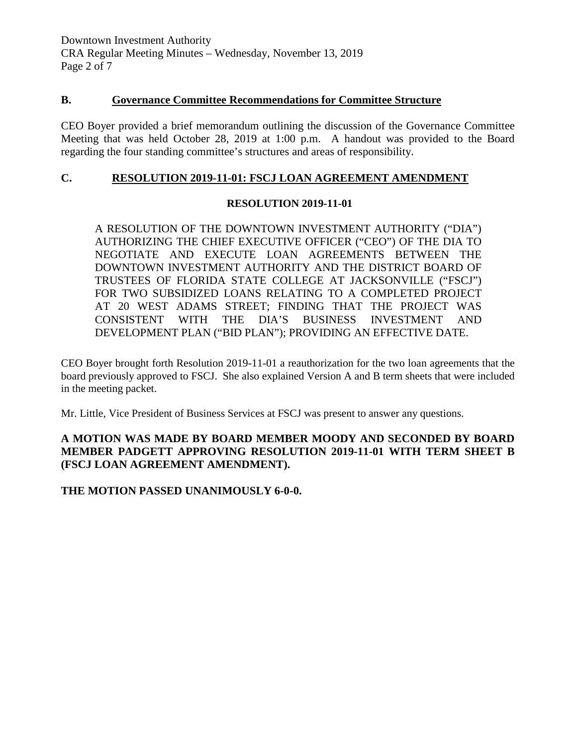## B. Governance Committee Recommendations for Committee Structure

CEO Boyer provided a brief memorandum outlining the discussion of the Governance Committee Meeting that was held October 28, 2019 at 1:00 p.m. A handout was provided to the Board regarding the four standing committee's structures and areas of responsibility.

## C. RESOLUTION 2019-11-01: FSCJ LOAN AGREEMENT AMENDMENT

**RESOLUTION 2019-11-01**

A RESOLUTION OF THE DOWNTOWN INVESTMENT AUTHORITY ("DIA") AUTHORIZING THE CHIEF EXECUTIVE OFFICER ("CEO") OF THE DIA TO NEGOTIATE AND EXECUTE LOAN AGREEMENTS BETWEEN THE DOWNTOWN INVESTMENT AUTHORITY AND THE DISTRICT BOARD OF TRUSTEES OF FLORIDA STATE COLLEGE AT JACKSONVILLE ("FSCJ") FOR TWO SUBSIDIZED LOANS RELATING TO A COMPLETED PROJECT AT 20 WEST ADAMS STREET; FINDING THAT THE PROJECT WAS CONSISTENT WITH THE DIA'S BUSINESS INVESTMENT AND DEVELOPMENT PLAN ("BID PLAN"); PROVIDING AN EFFECTIVE DATE.

CEO Boyer brought forth Resolution 2019-11-01 a reauthorization for the two loan agreements that the board previously approved to FSCJ. She also explained Version A and B term sheets that were included in the meeting packet.

Mr. Little, Vice President of Business Services at FSCJ was present to answer any questions.

**A MOTION WAS MADE BY BOARD MEMBER MOODY AND SECONDED BY BOARD MEMBER PADGETT APPROVING RESOLUTION 2019-11-01 WITH TERM SHEET B (FSCJ LOAN AGREEMENT AMENDMENT).**

**THE MOTION PASSED UNANIMOUSLY 6-0-0.**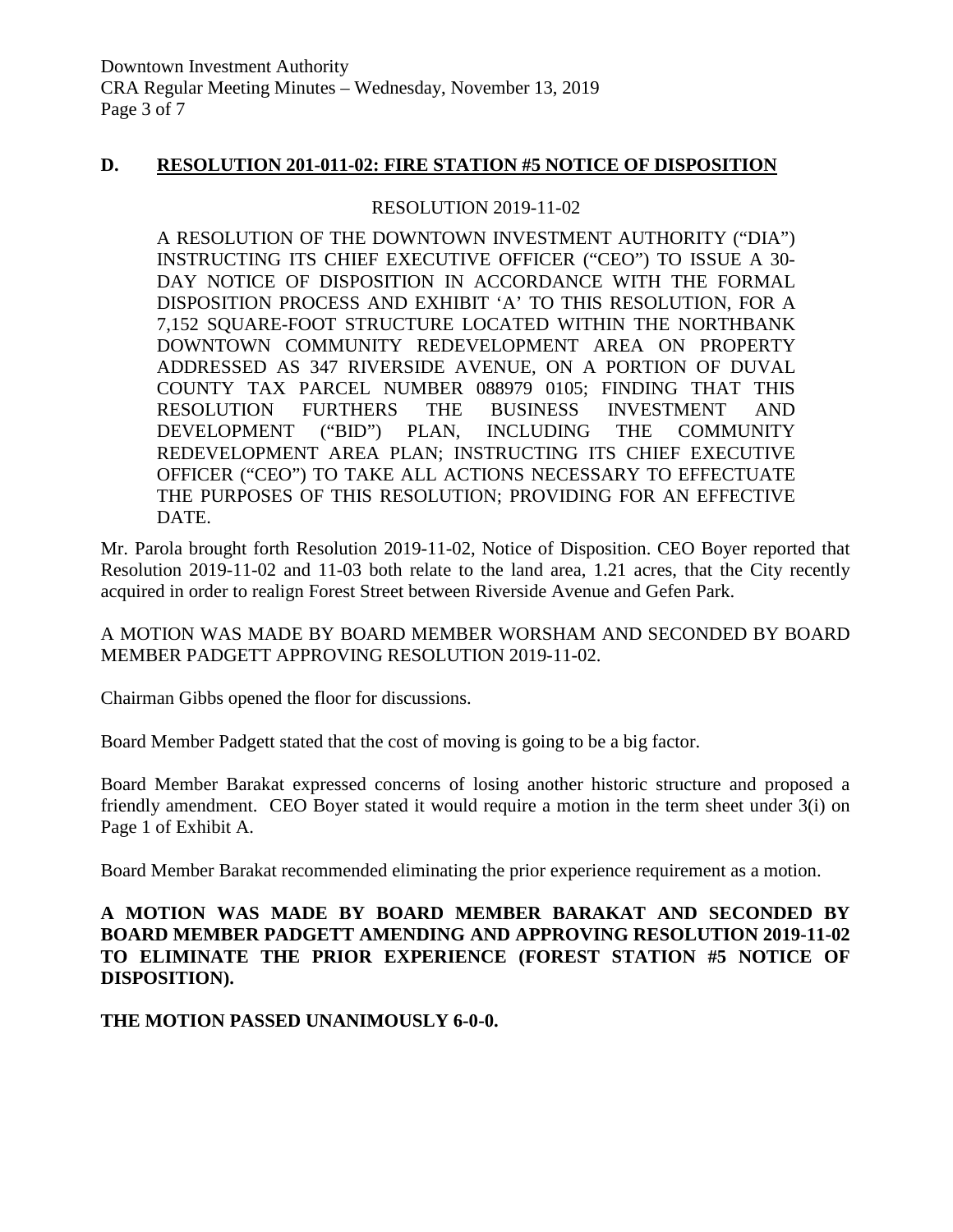**D. RESOLUTION 201-011-02: FIRE STATION #5 NOTICE OF DISPOSITION**

RESOLUTION 2019-11-02

A RESOLUTION OF THE DOWNTOWN INVESTMENT AUTHORITY ("DIA") INSTRUCTING ITS CHIEF EXECUTIVE OFFICER ("CEO") TO ISSUE A 30-DAY NOTICE OF DISPOSITION IN ACCORDANCE WITH THE FORMAL DISPOSITION PROCESS AND EXHIBIT 'A' TO THIS RESOLUTION, FOR A 7,152 SQUARE-FOOT STRUCTURE LOCATED WITHIN THE NORTHBANK DOWNTOWN COMMUNITY REDEVELOPMENT AREA ON PROPERTY ADDRESSED AS 347 RIVERSIDE AVENUE, ON A PORTION OF DUVAL COUNTY TAX PARCEL NUMBER 088979 0105; FINDING THAT THIS RESOLUTION FURTHERS THE BUSINESS INVESTMENT AND DEVELOPMENT ("BID") PLAN, INCLUDING THE COMMUNITY REDEVELOPMENT AREA PLAN; INSTRUCTING ITS CHIEF EXECUTIVE OFFICER ("CEO") TO TAKE ALL ACTIONS NECESSARY TO EFFECTUATE THE PURPOSES OF THIS RESOLUTION; PROVIDING FOR AN EFFECTIVE DATE.

Mr. Parola brought forth Resolution 2019-11-02, Notice of Disposition. CEO Boyer reported that Resolution 2019-11-02 and 11-03 both relate to the land area, 1.21 acres, that the City recently acquired in order to realign Forest Street between Riverside Avenue and Gefen Park.

A MOTION WAS MADE BY BOARD MEMBER WORSHAM AND SECONDED BY BOARD MEMBER PADGETT APPROVING RESOLUTION 2019-11-02.

Chairman Gibbs opened the floor for discussions.

Board Member Padgett stated that the cost of moving is going to be a big factor.

Board Member Barakat expressed concerns of losing another historic structure and proposed a friendly amendment. CEO Boyer stated it would require a motion in the term sheet under 3(i) on Page 1 of Exhibit A.

Board Member Barakat recommended eliminating the prior experience requirement as a motion.

**A MOTION WAS MADE BY BOARD MEMBER BARAKAT AND SECONDED BY BOARD MEMBER PADGETT AMENDING AND APPROVING RESOLUTION 2019-11-02 TO ELIMINATE THE PRIOR EXPERIENCE (FOREST STATION #5 NOTICE OF DISPOSITION).**

**THE MOTION PASSED UNANIMOUSLY 6-0-0.**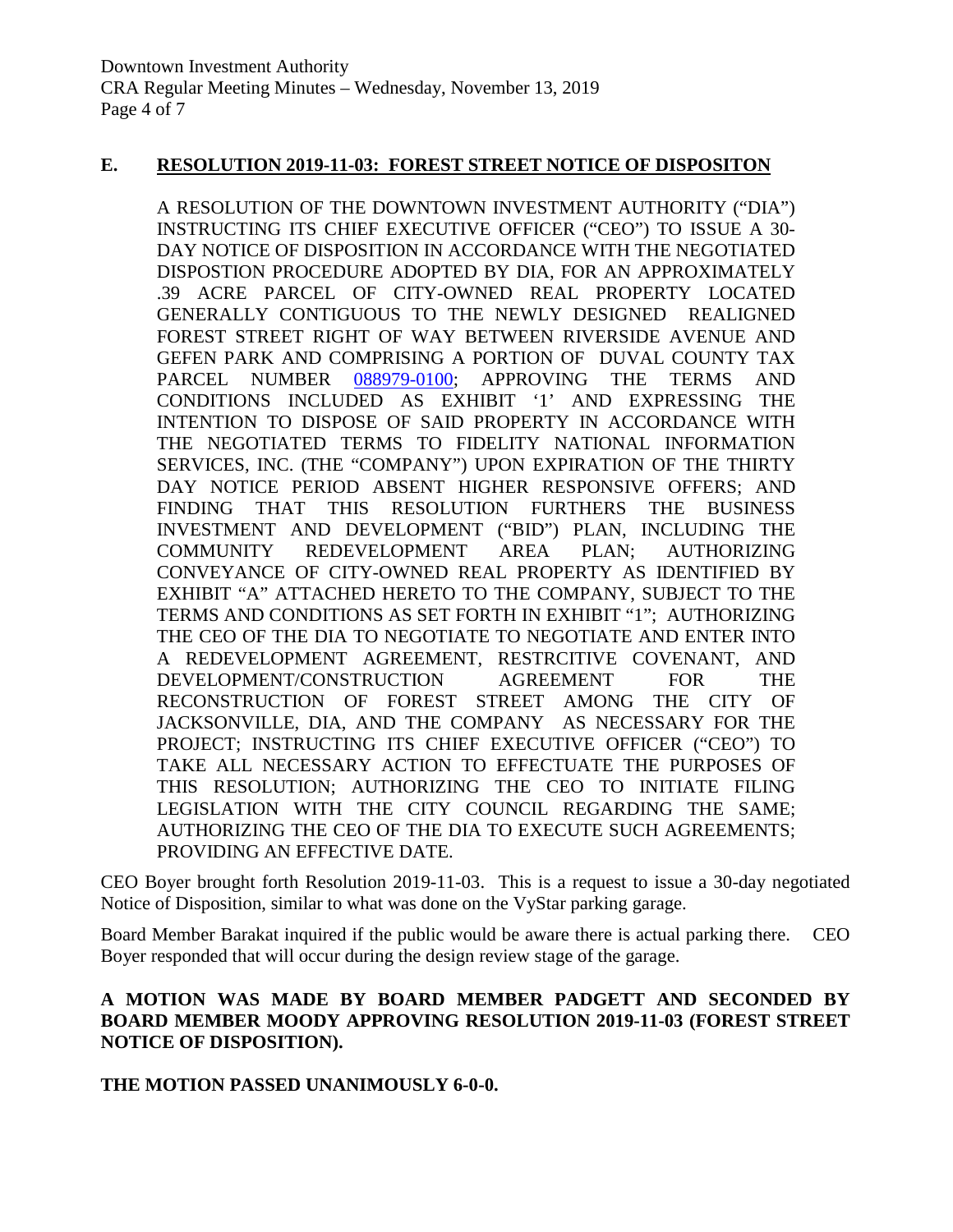## E. RESOLUTION 2019-11-03: FOREST STREET NOTICE OF DISPOSITON

A RESOLUTION OF THE DOWNTOWN INVESTMENT AUTHORITY ("DIA") INSTRUCTING ITS CHIEF EXECUTIVE OFFICER ("CEO") TO ISSUE A 30-DAY NOTICE OF DISPOSITION IN ACCORDANCE WITH THE NEGOTIATED DISPOSTION PROCEDURE ADOPTED BY DIA, FOR AN APPROXIMATELY .39 ACRE PARCEL OF CITY-OWNED REAL PROPERTY LOCATED GENERALLY CONTIGUOUS TO THE NEWLY DESIGNED REALIGNED FOREST STREET RIGHT OF WAY BETWEEN RIVERSIDE AVENUE AND GEFEN PARK AND COMPRISING A PORTION OF DUVAL COUNTY TAX PARCEL NUMBER 088979-0100; APPROVING THE TERMS AND CONDITIONS INCLUDED AS EXHIBIT '1' AND EXPRESSING THE INTENTION TO DISPOSE OF SAID PROPERTY IN ACCORDANCE WITH THE NEGOTIATED TERMS TO FIDELITY NATIONAL INFORMATION SERVICES, INC. (THE "COMPANY") UPON EXPIRATION OF THE THIRTY DAY NOTICE PERIOD ABSENT HIGHER RESPONSIVE OFFERS; AND FINDING THAT THIS RESOLUTION FURTHERS THE BUSINESS INVESTMENT AND DEVELOPMENT ("BID") PLAN, INCLUDING THE COMMUNITY REDEVELOPMENT AREA PLAN; AUTHORIZING CONVEYANCE OF CITY-OWNED REAL PROPERTY AS IDENTIFIED BY EXHIBIT "A" ATTACHED HERETO TO THE COMPANY, SUBJECT TO THE TERMS AND CONDITIONS AS SET FORTH IN EXHIBIT "1"; AUTHORIZING THE CEO OF THE DIA TO NEGOTIATE TO NEGOTIATE AND ENTER INTO A REDEVELOPMENT AGREEMENT, RESTRCITIVE COVENANT, AND DEVELOPMENT/CONSTRUCTION AGREEMENT FOR THE RECONSTRUCTION OF FOREST STREET AMONG THE CITY OF JACKSONVILLE, DIA, AND THE COMPANY AS NECESSARY FOR THE PROJECT; INSTRUCTING ITS CHIEF EXECUTIVE OFFICER ("CEO") TO TAKE ALL NECESSARY ACTION TO EFFECTUATE THE PURPOSES OF THIS RESOLUTION; AUTHORIZING THE CEO TO INITIATE FILING LEGISLATION WITH THE CITY COUNCIL REGARDING THE SAME; AUTHORIZING THE CEO OF THE DIA TO EXECUTE SUCH AGREEMENTS; PROVIDING AN EFFECTIVE DATE.

CEO Boyer brought forth Resolution 2019-11-03. This is a request to issue a 30-day negotiated Notice of Disposition, similar to what was done on the VyStar parking garage.

Board Member Barakat inquired if the public would be aware there is actual parking there. CEO Boyer responded that will occur during the design review stage of the garage.

**A MOTION WAS MADE BY BOARD MEMBER PADGETT AND SECONDED BY BOARD MEMBER MOODY APPROVING RESOLUTION 2019-11-03 (FOREST STREET NOTICE OF DISPOSITION).**

**THE MOTION PASSED UNANIMOUSLY 6-0-0.**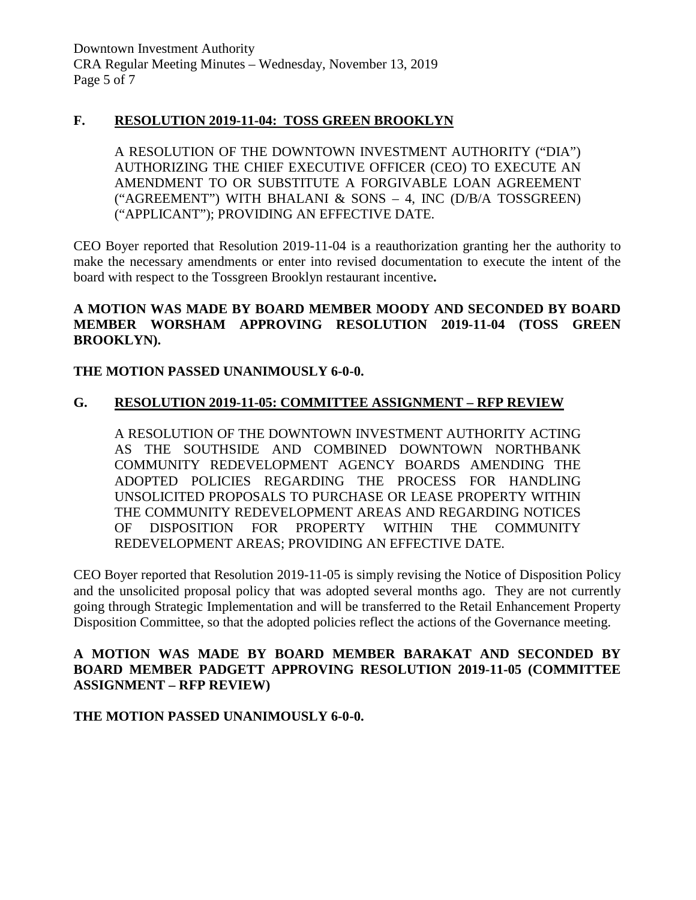### F. RESOLUTION 2019-11-04: TOSS GREEN BROOKLYN

A RESOLUTION OF THE DOWNTOWN INVESTMENT AUTHORITY ("DIA") AUTHORIZING THE CHIEF EXECUTIVE OFFICER (CEO) TO EXECUTE AN AMENDMENT TO OR SUBSTITUTE A FORGIVABLE LOAN AGREEMENT ("AGREEMENT") WITH BHALANI & SONS – 4, INC (D/B/A TOSSGREEN) ("APPLICANT"); PROVIDING AN EFFECTIVE DATE.

CEO Boyer reported that Resolution 2019-11-04 is a reauthorization granting her the authority to make the necessary amendments or enter into revised documentation to execute the intent of the board with respect to the Tossgreen Brooklyn restaurant incentive**.**

**A MOTION WAS MADE BY BOARD MEMBER MOODY AND SECONDED BY BOARD MEMBER WORSHAM APPROVING RESOLUTION 2019-11-04 (TOSS GREEN BROOKLYN).**

**THE MOTION PASSED UNANIMOUSLY 6-0-0.**

### G. RESOLUTION 2019-11-05: COMMITTEE ASSIGNMENT – RFP REVIEW

A RESOLUTION OF THE DOWNTOWN INVESTMENT AUTHORITY ACTING AS THE SOUTHSIDE AND COMBINED DOWNTOWN NORTHBANK COMMUNITY REDEVELOPMENT AGENCY BOARDS AMENDING THE ADOPTED POLICIES REGARDING THE PROCESS FOR HANDLING UNSOLICITED PROPOSALS TO PURCHASE OR LEASE PROPERTY WITHIN THE COMMUNITY REDEVELOPMENT AREAS AND REGARDING NOTICES OF DISPOSITION FOR PROPERTY WITHIN THE COMMUNITY REDEVELOPMENT AREAS; PROVIDING AN EFFECTIVE DATE.

CEO Boyer reported that Resolution 2019-11-05 is simply revising the Notice of Disposition Policy and the unsolicited proposal policy that was adopted several months ago. They are not currently going through Strategic Implementation and will be transferred to the Retail Enhancement Property Disposition Committee, so that the adopted policies reflect the actions of the Governance meeting.

**A MOTION WAS MADE BY BOARD MEMBER BARAKAT AND SECONDED BY BOARD MEMBER PADGETT APPROVING RESOLUTION 2019-11-05 (COMMITTEE ASSIGNMENT – RFP REVIEW)**

**THE MOTION PASSED UNANIMOUSLY 6-0-0.**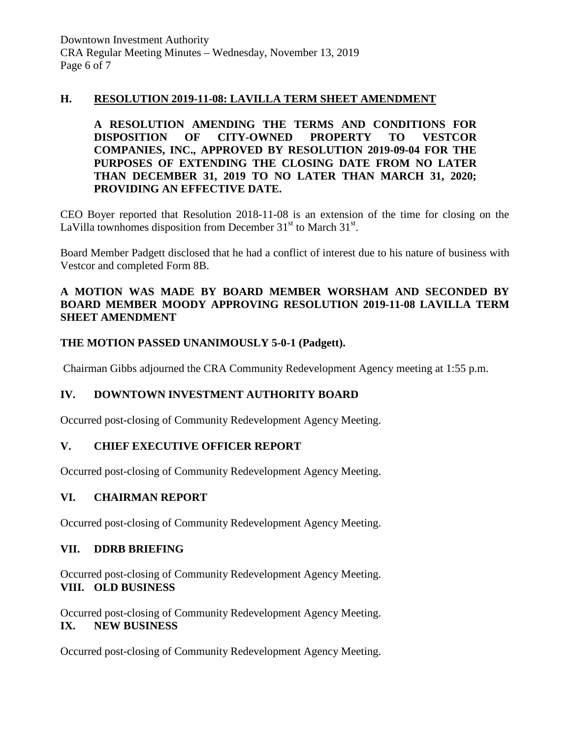### H. RESOLUTION 2019-11-08: LAVILLA TERM SHEET AMENDMENT

**A RESOLUTION AMENDING THE TERMS AND CONDITIONS FOR DISPOSITION OF CITY-OWNED PROPERTY TO VESTCOR COMPANIES, INC., APPROVED BY RESOLUTION 2019-09-04 FOR THE PURPOSES OF EXTENDING THE CLOSING DATE FROM NO LATER THAN DECEMBER 31, 2019 TO NO LATER THAN MARCH 31, 2020; PROVIDING AN EFFECTIVE DATE.**

CEO Boyer reported that Resolution 2018-11-08 is an extension of the time for closing on the LaVilla townhomes disposition from December 31st to March 31st.

Board Member Padgett disclosed that he had a conflict of interest due to his nature of business with Vestcor and completed Form 8B.

**A MOTION WAS MADE BY BOARD MEMBER WORSHAM AND SECONDED BY BOARD MEMBER MOODY APPROVING RESOLUTION 2019-11-08 LAVILLA TERM SHEET AMENDMENT**

**THE MOTION PASSED UNANIMOUSLY 5-0-1 (Padgett).**

Chairman Gibbs adjourned the CRA Community Redevelopment Agency meeting at 1:55 p.m.

## IV. DOWNTOWN INVESTMENT AUTHORITY BOARD

Occurred post-closing of Community Redevelopment Agency Meeting.

## V. CHIEF EXECUTIVE OFFICER REPORT

Occurred post-closing of Community Redevelopment Agency Meeting.

## VI. CHAIRMAN REPORT

Occurred post-closing of Community Redevelopment Agency Meeting.

## VII. DDRB BRIEFING

Occurred post-closing of Community Redevelopment Agency Meeting.

## VIII. OLD BUSINESS

Occurred post-closing of Community Redevelopment Agency Meeting.

## IX. NEW BUSINESS

Occurred post-closing of Community Redevelopment Agency Meeting.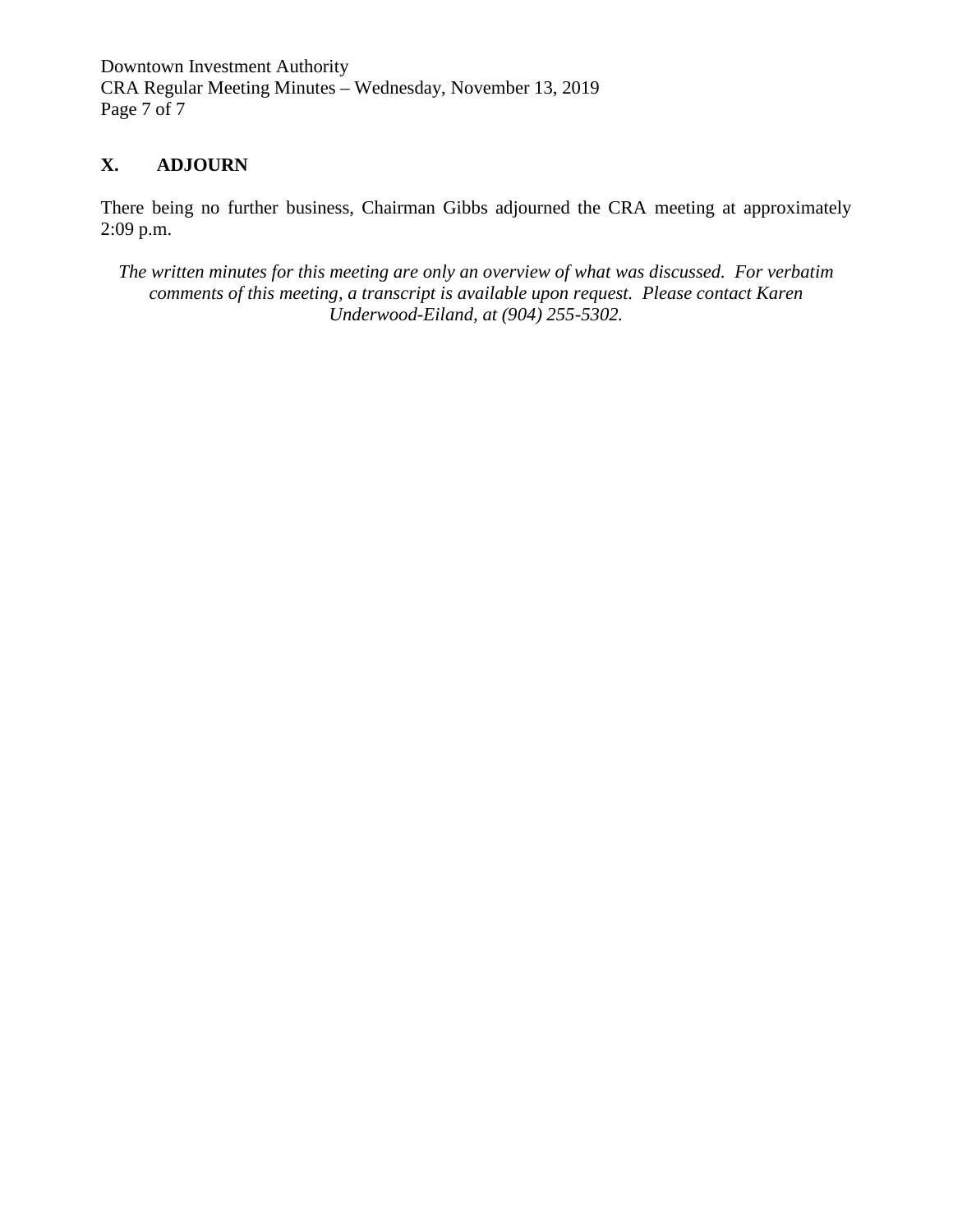## X. ADJOURN

There being no further business, Chairman Gibbs adjourned the CRA meeting at approximately 2:09 p.m.

*The written minutes for this meeting are only an overview of what was discussed. For verbatim comments of this meeting, a transcript is available upon request. Please contact Karen Underwood-Eiland, at (904) 255-5302.*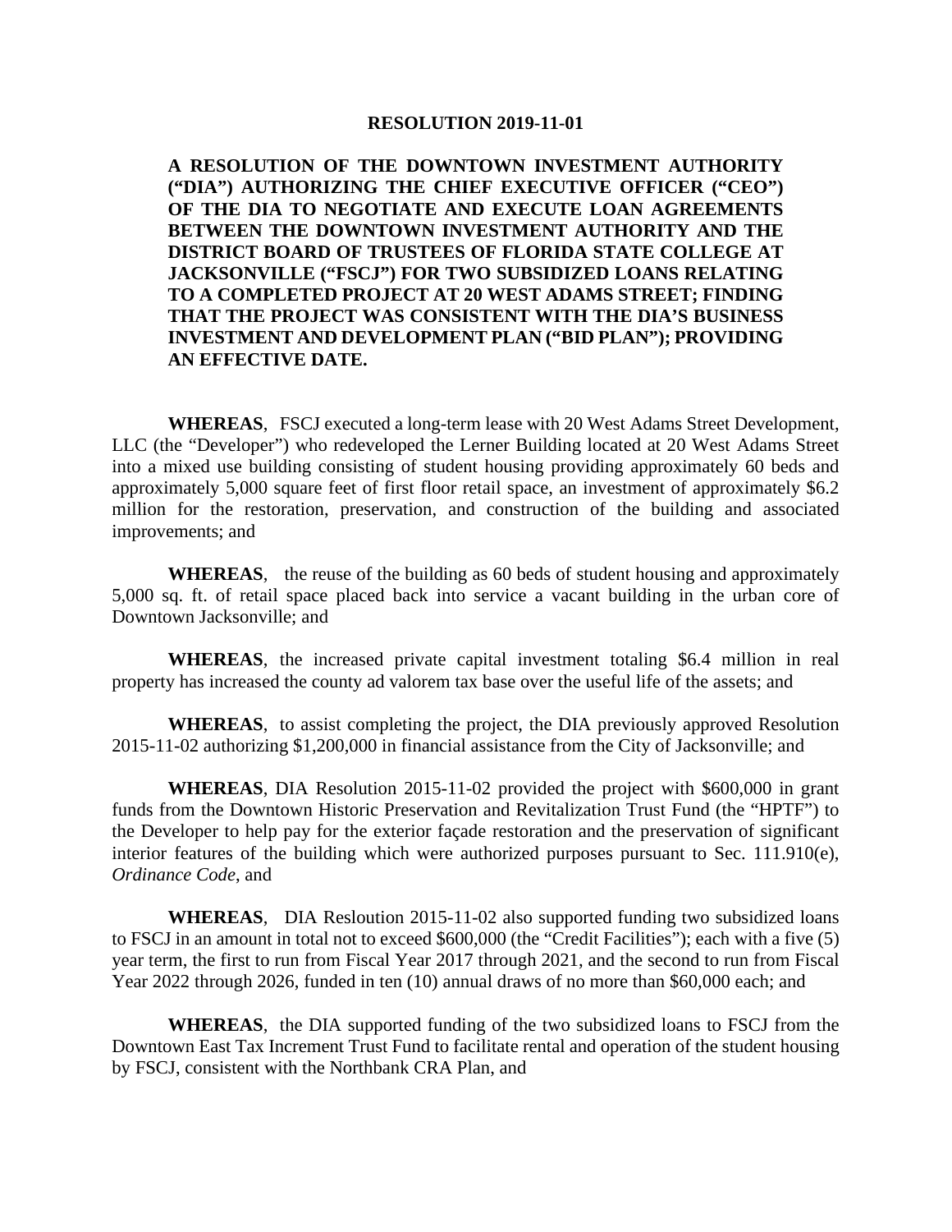**RESOLUTION 2019-11-01**

**A RESOLUTION OF THE DOWNTOWN INVESTMENT AUTHORITY ("DIA") AUTHORIZING THE CHIEF EXECUTIVE OFFICER ("CEO") OF THE DIA TO NEGOTIATE AND EXECUTE LOAN AGREEMENTS BETWEEN THE DOWNTOWN INVESTMENT AUTHORITY AND THE DISTRICT BOARD OF TRUSTEES OF FLORIDA STATE COLLEGE AT JACKSONVILLE ("FSCJ") FOR TWO SUBSIDIZED LOANS RELATING TO A COMPLETED PROJECT AT 20 WEST ADAMS STREET; FINDING THAT THE PROJECT WAS CONSISTENT WITH THE DIA'S BUSINESS INVESTMENT AND DEVELOPMENT PLAN ("BID PLAN"); PROVIDING AN EFFECTIVE DATE.**

**WHEREAS**, FSCJ executed a long-term lease with 20 West Adams Street Development, LLC (the "Developer") who redeveloped the Lerner Building located at 20 West Adams Street into a mixed use building consisting of student housing providing approximately 60 beds and approximately 5,000 square feet of first floor retail space, an investment of approximately $6.2 million for the restoration, preservation, and construction of the building and associated improvements; and

**WHEREAS**, the reuse of the building as 60 beds of student housing and approximately 5,000 sq. ft. of retail space placed back into service a vacant building in the urban core of Downtown Jacksonville; and

**WHEREAS**, the increased private capital investment totaling $6.4 million in real property has increased the county ad valorem tax base over the useful life of the assets; and

**WHEREAS**, to assist completing the project, the DIA previously approved Resolution 2015-11-02 authorizing $1,200,000 in financial assistance from the City of Jacksonville; and

**WHEREAS**, DIA Resolution 2015-11-02 provided the project with $600,000 in grant funds from the Downtown Historic Preservation and Revitalization Trust Fund (the "HPTF") to the Developer to help pay for the exterior façade restoration and the preservation of significant interior features of the building which were authorized purposes pursuant to Sec. 111.910(e), *Ordinance Code*, and

**WHEREAS**, DIA Resloution 2015-11-02 also supported funding two subsidized loans to FSCJ in an amount in total not to exceed $600,000 (the "Credit Facilities"); each with a five (5) year term, the first to run from Fiscal Year 2017 through 2021, and the second to run from Fiscal Year 2022 through 2026, funded in ten (10) annual draws of no more than $60,000 each; and

**WHEREAS**, the DIA supported funding of the two subsidized loans to FSCJ from the Downtown East Tax Increment Trust Fund to facilitate rental and operation of the student housing by FSCJ, consistent with the Northbank CRA Plan, and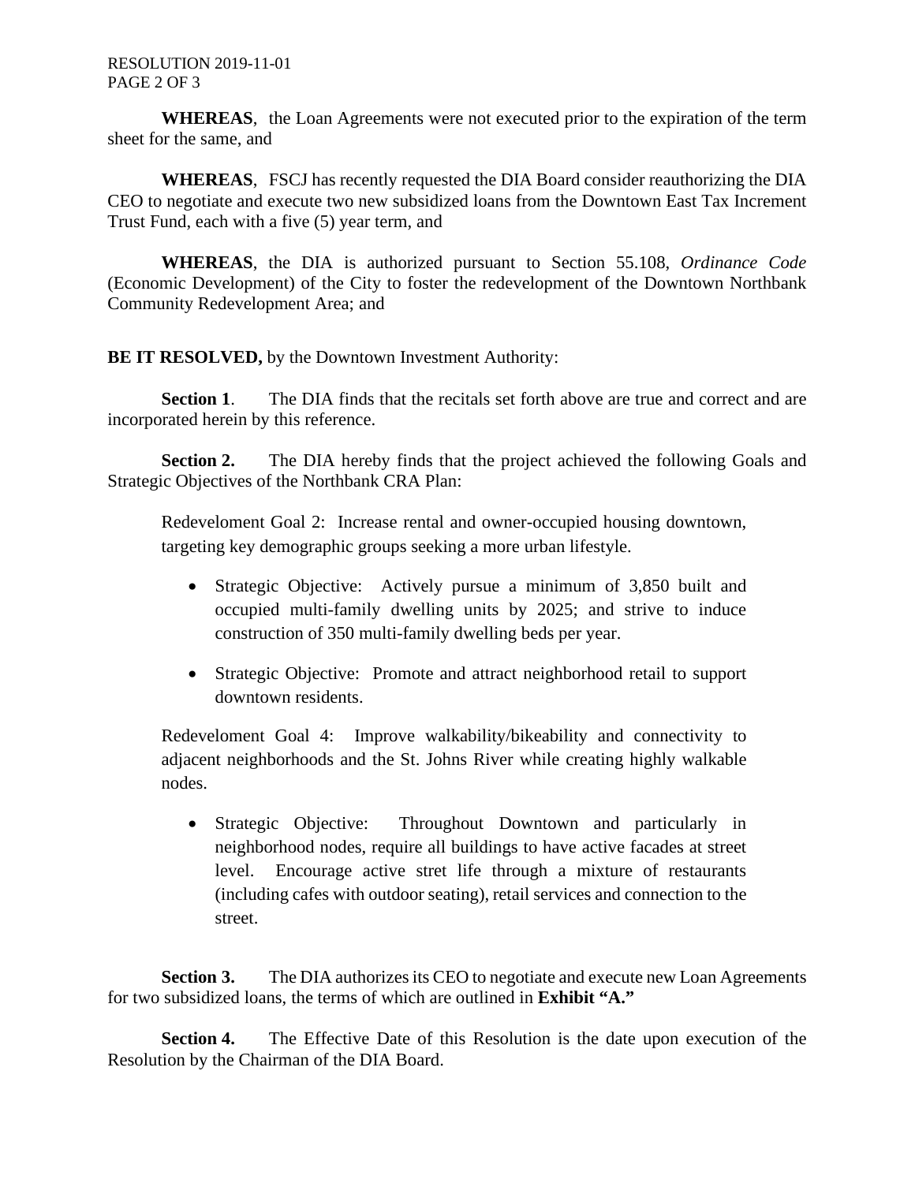**WHEREAS**, the Loan Agreements were not executed prior to the expiration of the term sheet for the same, and

**WHEREAS**, FSCJ has recently requested the DIA Board consider reauthorizing the DIA CEO to negotiate and execute two new subsidized loans from the Downtown East Tax Increment Trust Fund, each with a five (5) year term, and

**WHEREAS**, the DIA is authorized pursuant to Section 55.108, *Ordinance Code* (Economic Development) of the City to foster the redevelopment of the Downtown Northbank Community Redevelopment Area; and

**BE IT RESOLVED,** by the Downtown Investment Authority:

**Section 1**. The DIA finds that the recitals set forth above are true and correct and are incorporated herein by this reference.

**Section 2.** The DIA hereby finds that the project achieved the following Goals and Strategic Objectives of the Northbank CRA Plan:

Redeveloment Goal 2: Increase rental and owner-occupied housing downtown, targeting key demographic groups seeking a more urban lifestyle.

- Strategic Objective: Actively pursue a minimum of 3,850 built and occupied multi-family dwelling units by 2025; and strive to induce construction of 350 multi-family dwelling beds per year.

- Strategic Objective: Promote and attract neighborhood retail to support downtown residents.

Redeveloment Goal 4: Improve walkability/bikeability and connectivity to adjacent neighborhoods and the St. Johns River while creating highly walkable nodes.

- Strategic Objective: Throughout Downtown and particularly in neighborhood nodes, require all buildings to have active facades at street level. Encourage active stret life through a mixture of restaurants (including cafes with outdoor seating), retail services and connection to the street.

**Section 3.** The DIA authorizes its CEO to negotiate and execute new Loan Agreements for two subsidized loans, the terms of which are outlined in **Exhibit "A."**

**Section 4.** The Effective Date of this Resolution is the date upon execution of the Resolution by the Chairman of the DIA Board.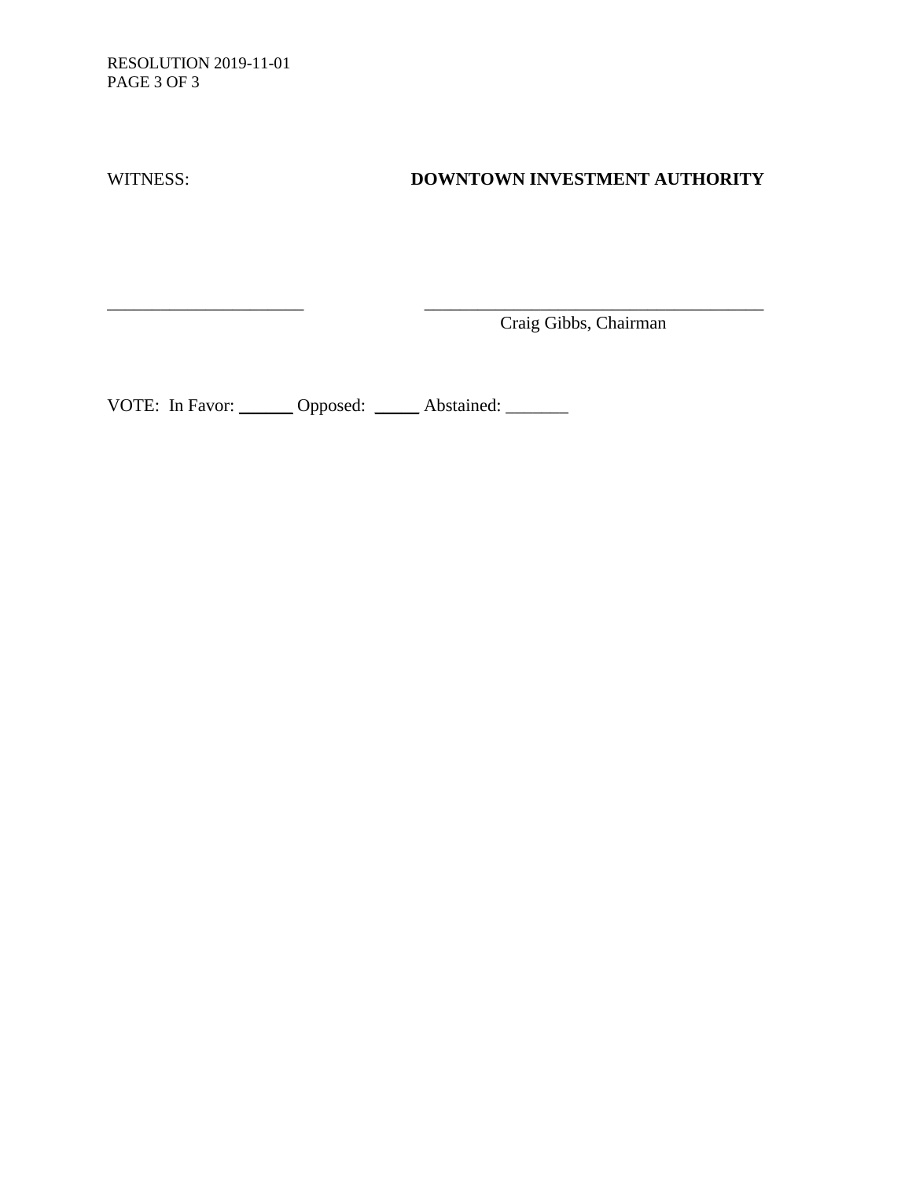RESOLUTION 2019-11-01

WITNESS: **DOWNTOWN INVESTMENT AUTHORITY**

______________________ ________________________________________

Craig Gibbs, Chairman

VOTE: In Favor: ______ Opposed: _____ Abstained: _______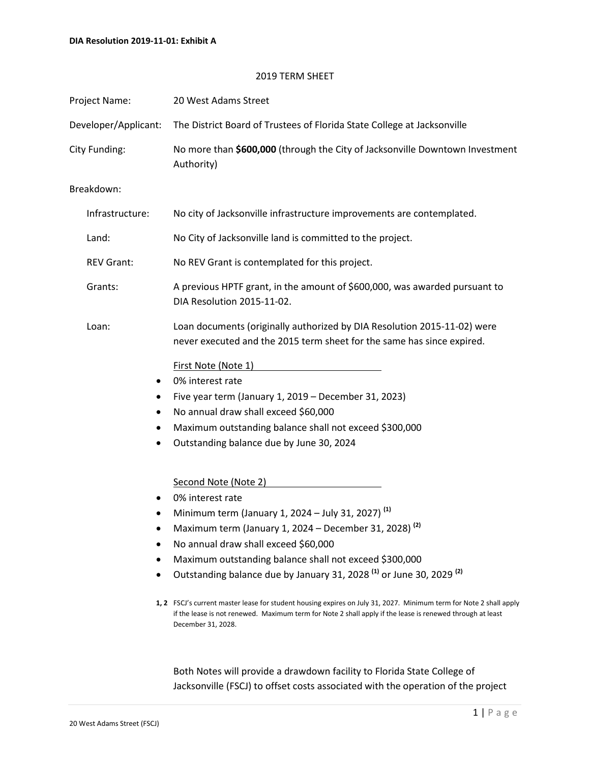**DIA Resolution 2019-11-01: Exhibit A**

2019 TERM SHEET

Project Name: 20 West Adams Street

Developer/Applicant: The District Board of Trustees of Florida State College at Jacksonville

City Funding: No more than **$600,000** (through the City of Jacksonville Downtown Investment Authority)

Breakdown:

Infrastructure: No city of Jacksonville infrastructure improvements are contemplated.

Land: No City of Jacksonville land is committed to the project.

REV Grant: No REV Grant is contemplated for this project.

Grants: A previous HPTF grant, in the amount of $600,000, was awarded pursuant to DIA Resolution 2015-11-02.

Loan: Loan documents (originally authorized by DIA Resolution 2015-11-02) were never executed and the 2015 term sheet for the same has since expired.

First Note (Note 1)

- 0% interest rate
- Five year term (January 1, 2019 – December 31, 2023)
- No annual draw shall exceed $60,000
- Maximum outstanding balance shall not exceed $300,000
- Outstanding balance due by June 30, 2024

Second Note (Note 2)

- 0% interest rate
- Minimum term (January 1, 2024 – July 31, 2027) [(1)]
- Maximum term (January 1, 2024 – December 31, 2028) [(2)]
- No annual draw shall exceed $60,000
- Maximum outstanding balance shall not exceed $300,000
- Outstanding balance due by January 31, 2028 [(1)] or June 30, 2029 [(2)]

**1, 2** FSCJ's current master lease for student housing expires on July 31, 2027. Minimum term for Note 2 shall apply if the lease is not renewed. Maximum term for Note 2 shall apply if the lease is renewed through at least December 31, 2028.

Both Notes will provide a drawdown facility to Florida State College of Jacksonville (FSCJ) to offset costs associated with the operation of the project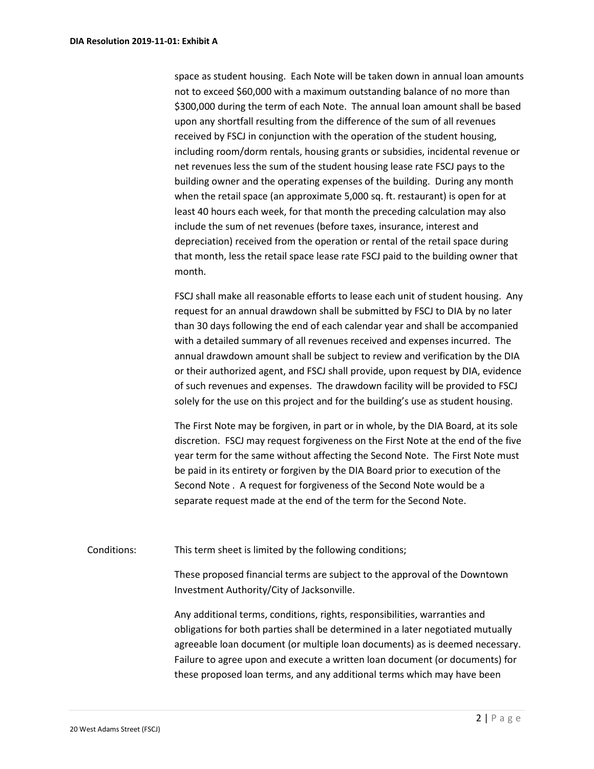space as student housing. Each Note will be taken down in annual loan amounts not to exceed $60,000 with a maximum outstanding balance of no more than $300,000 during the term of each Note. The annual loan amount shall be based upon any shortfall resulting from the difference of the sum of all revenues received by FSCJ in conjunction with the operation of the student housing, including room/dorm rentals, housing grants or subsidies, incidental revenue or net revenues less the sum of the student housing lease rate FSCJ pays to the building owner and the operating expenses of the building. During any month when the retail space (an approximate 5,000 sq. ft. restaurant) is open for at least 40 hours each week, for that month the preceding calculation may also include the sum of net revenues (before taxes, insurance, interest and depreciation) received from the operation or rental of the retail space during that month, less the retail space lease rate FSCJ paid to the building owner that month.

FSCJ shall make all reasonable efforts to lease each unit of student housing. Any request for an annual drawdown shall be submitted by FSCJ to DIA by no later than 30 days following the end of each calendar year and shall be accompanied with a detailed summary of all revenues received and expenses incurred. The annual drawdown amount shall be subject to review and verification by the DIA or their authorized agent, and FSCJ shall provide, upon request by DIA, evidence of such revenues and expenses. The drawdown facility will be provided to FSCJ solely for the use on this project and for the building's use as student housing.

The First Note may be forgiven, in part or in whole, by the DIA Board, at its sole discretion. FSCJ may request forgiveness on the First Note at the end of the five year term for the same without affecting the Second Note. The First Note must be paid in its entirety or forgiven by the DIA Board prior to execution of the Second Note . A request for forgiveness of the Second Note would be a separate request made at the end of the term for the Second Note.

Conditions: This term sheet is limited by the following conditions;

These proposed financial terms are subject to the approval of the Downtown Investment Authority/City of Jacksonville.

Any additional terms, conditions, rights, responsibilities, warranties and obligations for both parties shall be determined in a later negotiated mutually agreeable loan document (or multiple loan documents) as is deemed necessary. Failure to agree upon and execute a written loan document (or documents) for these proposed loan terms, and any additional terms which may have been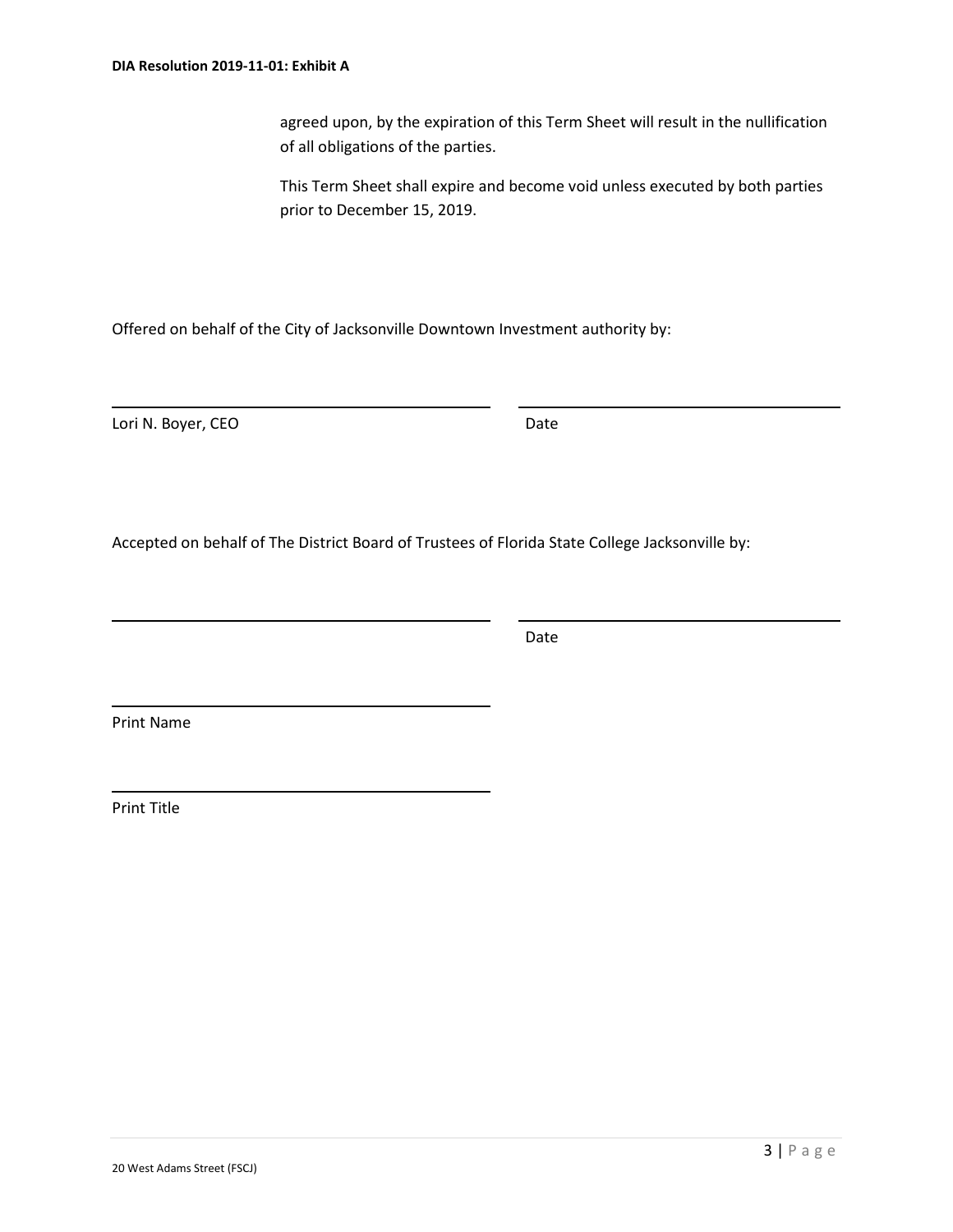agreed upon, by the expiration of this Term Sheet will result in the nullification of all obligations of the parties.

This Term Sheet shall expire and become void unless executed by both parties prior to December 15, 2019.

Offered on behalf of the City of Jacksonville Downtown Investment authority by:

_______________________________ _______________________

Lori N. Boyer, CEO Date

Accepted on behalf of The District Board of Trustees of Florida State College Jacksonville by:

_______________________________ _______________________

Date

_______________________________

Print Name

_______________________________

Print Title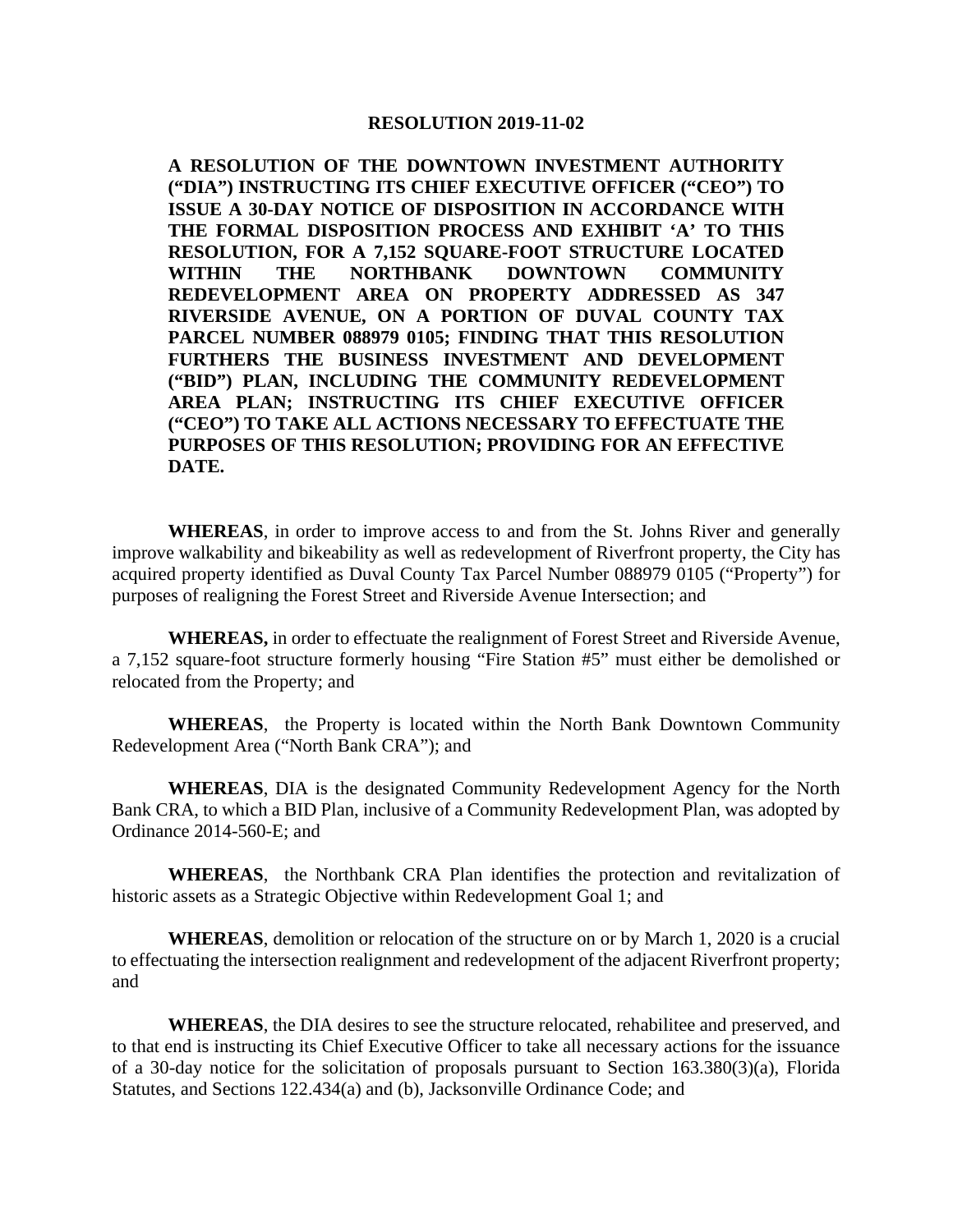**RESOLUTION 2019-11-02**

**A RESOLUTION OF THE DOWNTOWN INVESTMENT AUTHORITY ("DIA") INSTRUCTING ITS CHIEF EXECUTIVE OFFICER ("CEO") TO ISSUE A 30-DAY NOTICE OF DISPOSITION IN ACCORDANCE WITH THE FORMAL DISPOSITION PROCESS AND EXHIBIT 'A' TO THIS RESOLUTION, FOR A 7,152 SQUARE-FOOT STRUCTURE LOCATED WITHIN THE NORTHBANK DOWNTOWN COMMUNITY REDEVELOPMENT AREA ON PROPERTY ADDRESSED AS 347 RIVERSIDE AVENUE, ON A PORTION OF DUVAL COUNTY TAX PARCEL NUMBER 088979 0105; FINDING THAT THIS RESOLUTION FURTHERS THE BUSINESS INVESTMENT AND DEVELOPMENT ("BID") PLAN, INCLUDING THE COMMUNITY REDEVELOPMENT AREA PLAN; INSTRUCTING ITS CHIEF EXECUTIVE OFFICER ("CEO") TO TAKE ALL ACTIONS NECESSARY TO EFFECTUATE THE PURPOSES OF THIS RESOLUTION; PROVIDING FOR AN EFFECTIVE DATE.**

**WHEREAS**, in order to improve access to and from the St. Johns River and generally improve walkability and bikeability as well as redevelopment of Riverfront property, the City has acquired property identified as Duval County Tax Parcel Number 088979 0105 ("Property") for purposes of realigning the Forest Street and Riverside Avenue Intersection; and

**WHEREAS,** in order to effectuate the realignment of Forest Street and Riverside Avenue, a 7,152 square-foot structure formerly housing "Fire Station #5" must either be demolished or relocated from the Property; and

**WHEREAS**, the Property is located within the North Bank Downtown Community Redevelopment Area ("North Bank CRA"); and

**WHEREAS**, DIA is the designated Community Redevelopment Agency for the North Bank CRA, to which a BID Plan, inclusive of a Community Redevelopment Plan, was adopted by Ordinance 2014-560-E; and

**WHEREAS**, the Northbank CRA Plan identifies the protection and revitalization of historic assets as a Strategic Objective within Redevelopment Goal 1; and

**WHEREAS**, demolition or relocation of the structure on or by March 1, 2020 is a crucial to effectuating the intersection realignment and redevelopment of the adjacent Riverfront property; and

**WHEREAS**, the DIA desires to see the structure relocated, rehabilitee and preserved, and to that end is instructing its Chief Executive Officer to take all necessary actions for the issuance of a 30-day notice for the solicitation of proposals pursuant to Section 163.380(3)(a), Florida Statutes, and Sections 122.434(a) and (b), Jacksonville Ordinance Code; and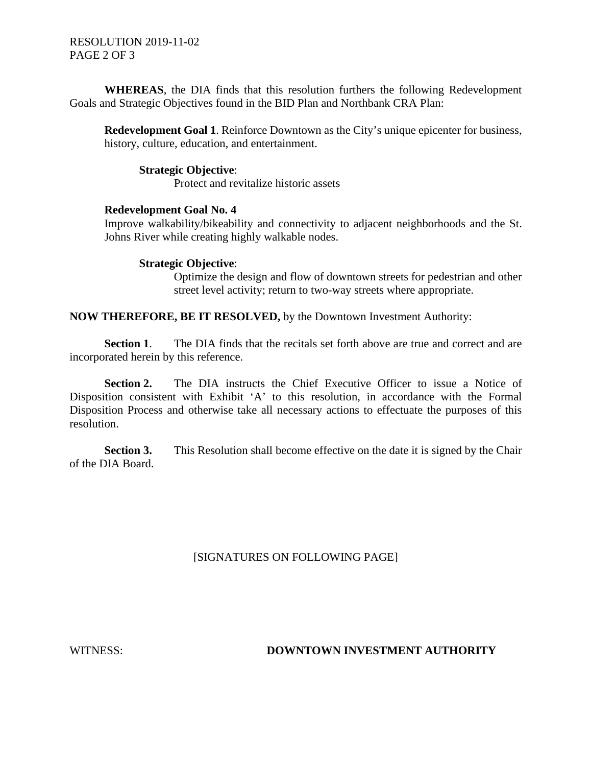**WHEREAS**, the DIA finds that this resolution furthers the following Redevelopment Goals and Strategic Objectives found in the BID Plan and Northbank CRA Plan:

> **Redevelopment Goal 1**. Reinforce Downtown as the City's unique epicenter for business, history, culture, education, and entertainment.
>
> **Strategic Objective**:
> Protect and revitalize historic assets
>
> **Redevelopment Goal No. 4**
> Improve walkability/bikeability and connectivity to adjacent neighborhoods and the St. Johns River while creating highly walkable nodes.
>
> **Strategic Objective**:
> Optimize the design and flow of downtown streets for pedestrian and other street level activity; return to two-way streets where appropriate.

**NOW THEREFORE, BE IT RESOLVED,** by the Downtown Investment Authority:

**Section 1**. The DIA finds that the recitals set forth above are true and correct and are incorporated herein by this reference.

**Section 2.** The DIA instructs the Chief Executive Officer to issue a Notice of Disposition consistent with Exhibit 'A' to this resolution, in accordance with the Formal Disposition Process and otherwise take all necessary actions to effectuate the purposes of this resolution.

**Section 3.** This Resolution shall become effective on the date it is signed by the Chair of the DIA Board.

[SIGNATURES ON FOLLOWING PAGE]

WITNESS: **DOWNTOWN INVESTMENT AUTHORITY**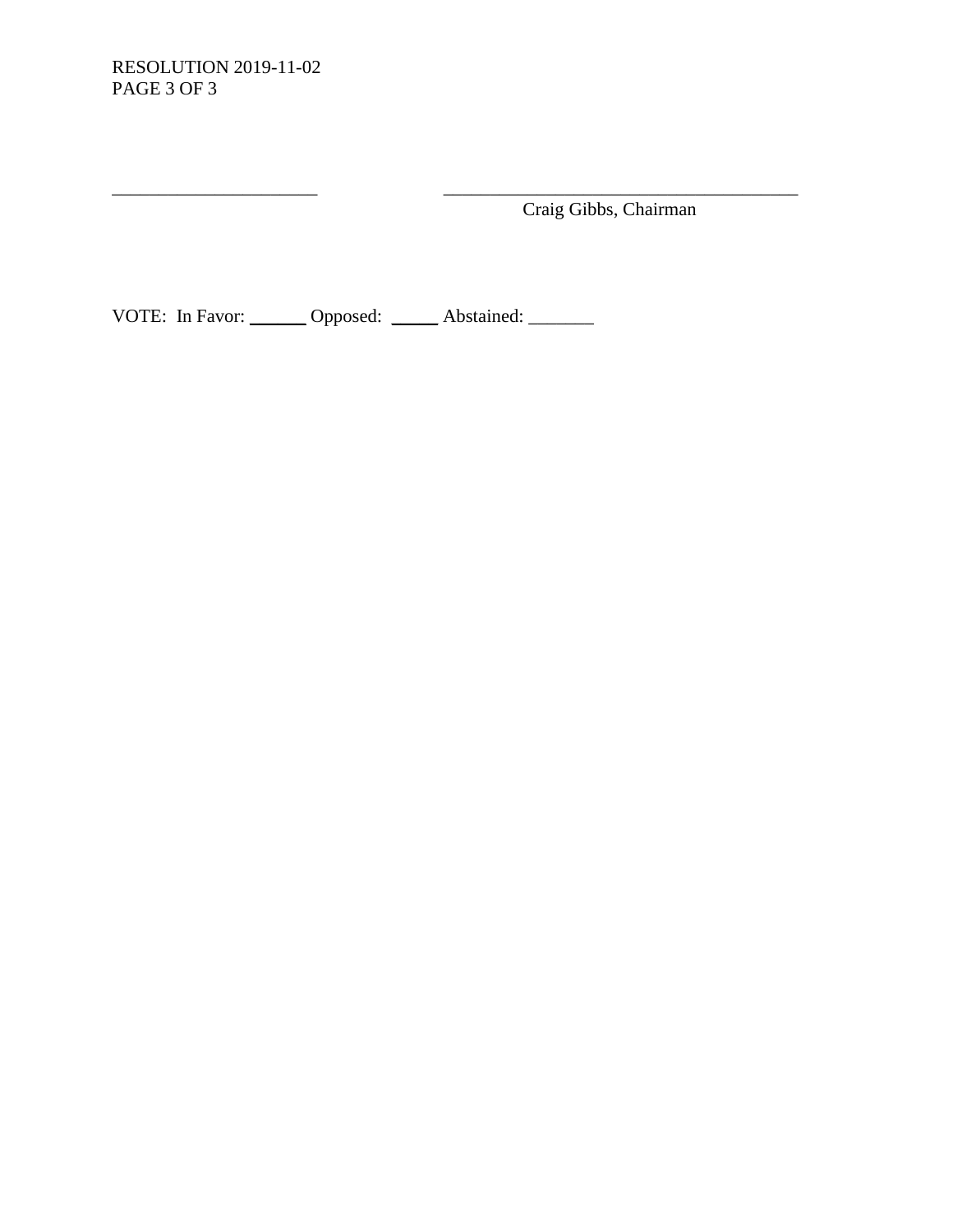RESOLUTION 2019-11-02
PAGE 3 OF 3

______________________ ______________________________________
Craig Gibbs, Chairman

VOTE: In Favor: ______ Opposed: _____ Abstained: _______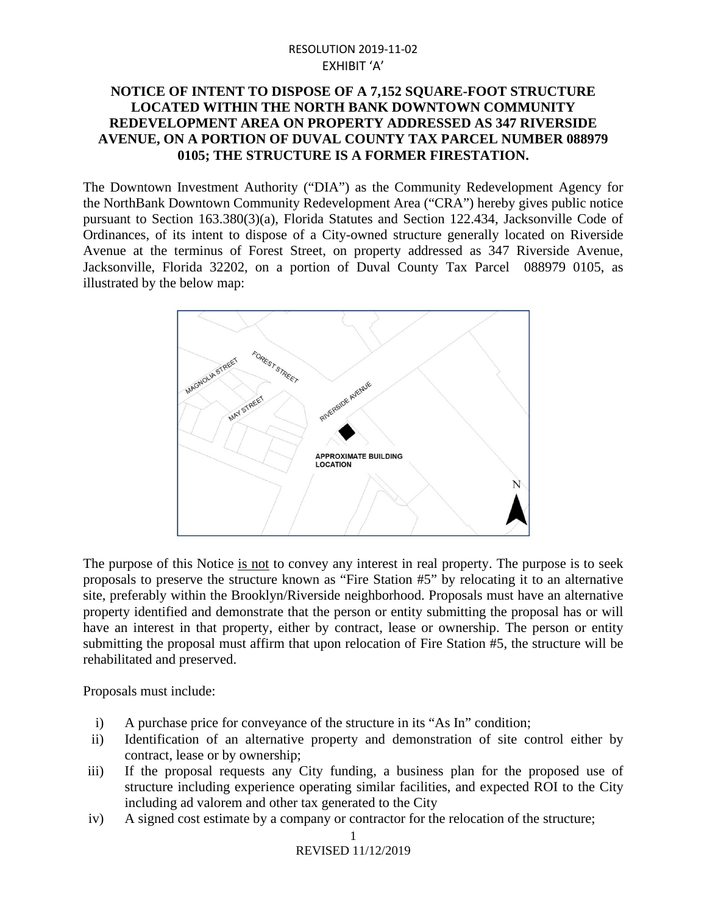RESOLUTION 2019-11-02
EXHIBIT 'A'

**NOTICE OF INTENT TO DISPOSE OF A 7,152 SQUARE-FOOT STRUCTURE LOCATED WITHIN THE NORTH BANK DOWNTOWN COMMUNITY REDEVELOPMENT AREA ON PROPERTY ADDRESSED AS 347 RIVERSIDE AVENUE, ON A PORTION OF DUVAL COUNTY TAX PARCEL NUMBER 088979 0105; THE STRUCTURE IS A FORMER FIRESTATION.**

The Downtown Investment Authority ("DIA") as the Community Redevelopment Agency for the NorthBank Downtown Community Redevelopment Area ("CRA") hereby gives public notice pursuant to Section 163.380(3)(a), Florida Statutes and Section 122.434, Jacksonville Code of Ordinances, of its intent to dispose of a City-owned structure generally located on Riverside Avenue at the terminus of Forest Street, on property addressed as 347 Riverside Avenue, Jacksonville, Florida 32202, on a portion of Duval County Tax Parcel 088979 0105, as illustrated by the below map:

The purpose of this Notice is not to convey any interest in real property. The purpose is to seek proposals to preserve the structure known as "Fire Station #5" by relocating it to an alternative site, preferably within the Brooklyn/Riverside neighborhood. Proposals must have an alternative property identified and demonstrate that the person or entity submitting the proposal has or will have an interest in that property, either by contract, lease or ownership. The person or entity submitting the proposal must affirm that upon relocation of Fire Station #5, the structure will be rehabilitated and preserved.

Proposals must include:

i) A purchase price for conveyance of the structure in its "As In" condition;
ii) Identification of an alternative property and demonstration of site control either by contract, lease or by ownership;
iii) If the proposal requests any City funding, a business plan for the proposed use of structure including experience operating similar facilities, and expected ROI to the City including ad valorem and other tax generated to the City
iv) A signed cost estimate by a company or contractor for the relocation of the structure;

REVISED 11/12/2019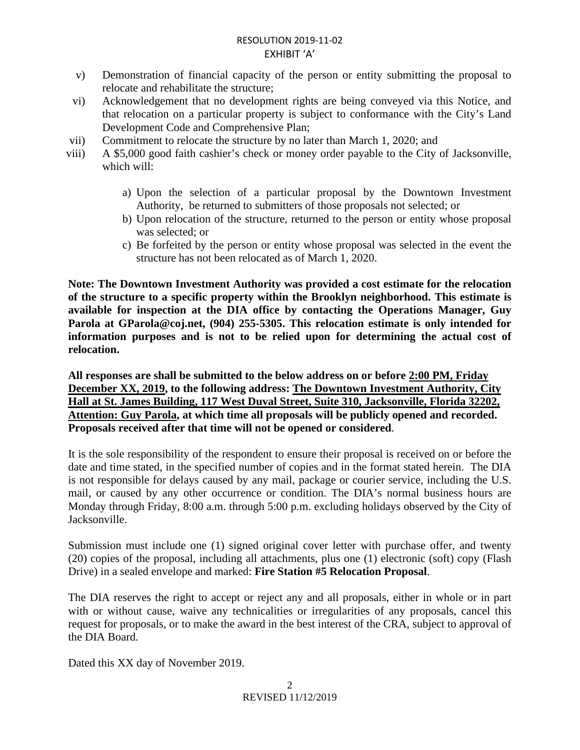v) Demonstration of financial capacity of the person or entity submitting the proposal to relocate and rehabilitate the structure;

vi) Acknowledgement that no development rights are being conveyed via this Notice, and that relocation on a particular property is subject to conformance with the City's Land Development Code and Comprehensive Plan;

vii) Commitment to relocate the structure by no later than March 1, 2020; and

viii) A $5,000 good faith cashier's check or money order payable to the City of Jacksonville, which will:

   a) Upon the selection of a particular proposal by the Downtown Investment Authority, be returned to submitters of those proposals not selected; or
   b) Upon relocation of the structure, returned to the person or entity whose proposal was selected; or
   c) Be forfeited by the person or entity whose proposal was selected in the event the structure has not been relocated as of March 1, 2020.

**Note: The Downtown Investment Authority was provided a cost estimate for the relocation of the structure to a specific property within the Brooklyn neighborhood. This estimate is available for inspection at the DIA office by contacting the Operations Manager, Guy Parola at GParola@coj.net, (904) 255-5305. This relocation estimate is only intended for information purposes and is not to be relied upon for determining the actual cost of relocation.**

**All responses are shall be submitted to the below address on or before 2:00 PM, Friday December XX, 2019, to the following address: The Downtown Investment Authority, City Hall at St. James Building, 117 West Duval Street, Suite 310, Jacksonville, Florida 32202, Attention: Guy Parola, at which time all proposals will be publicly opened and recorded. Proposals received after that time will not be opened or considered**.

It is the sole responsibility of the respondent to ensure their proposal is received on or before the date and time stated, in the specified number of copies and in the format stated herein. The DIA is not responsible for delays caused by any mail, package or courier service, including the U.S. mail, or caused by any other occurrence or condition. The DIA's normal business hours are Monday through Friday, 8:00 a.m. through 5:00 p.m. excluding holidays observed by the City of Jacksonville.

Submission must include one (1) signed original cover letter with purchase offer, and twenty (20) copies of the proposal, including all attachments, plus one (1) electronic (soft) copy (Flash Drive) in a sealed envelope and marked: **Fire Station #5 Relocation Proposal**.

The DIA reserves the right to accept or reject any and all proposals, either in whole or in part with or without cause, waive any technicalities or irregularities of any proposals, cancel this request for proposals, or to make the award in the best interest of the CRA, subject to approval of the DIA Board.

Dated this XX day of November 2019.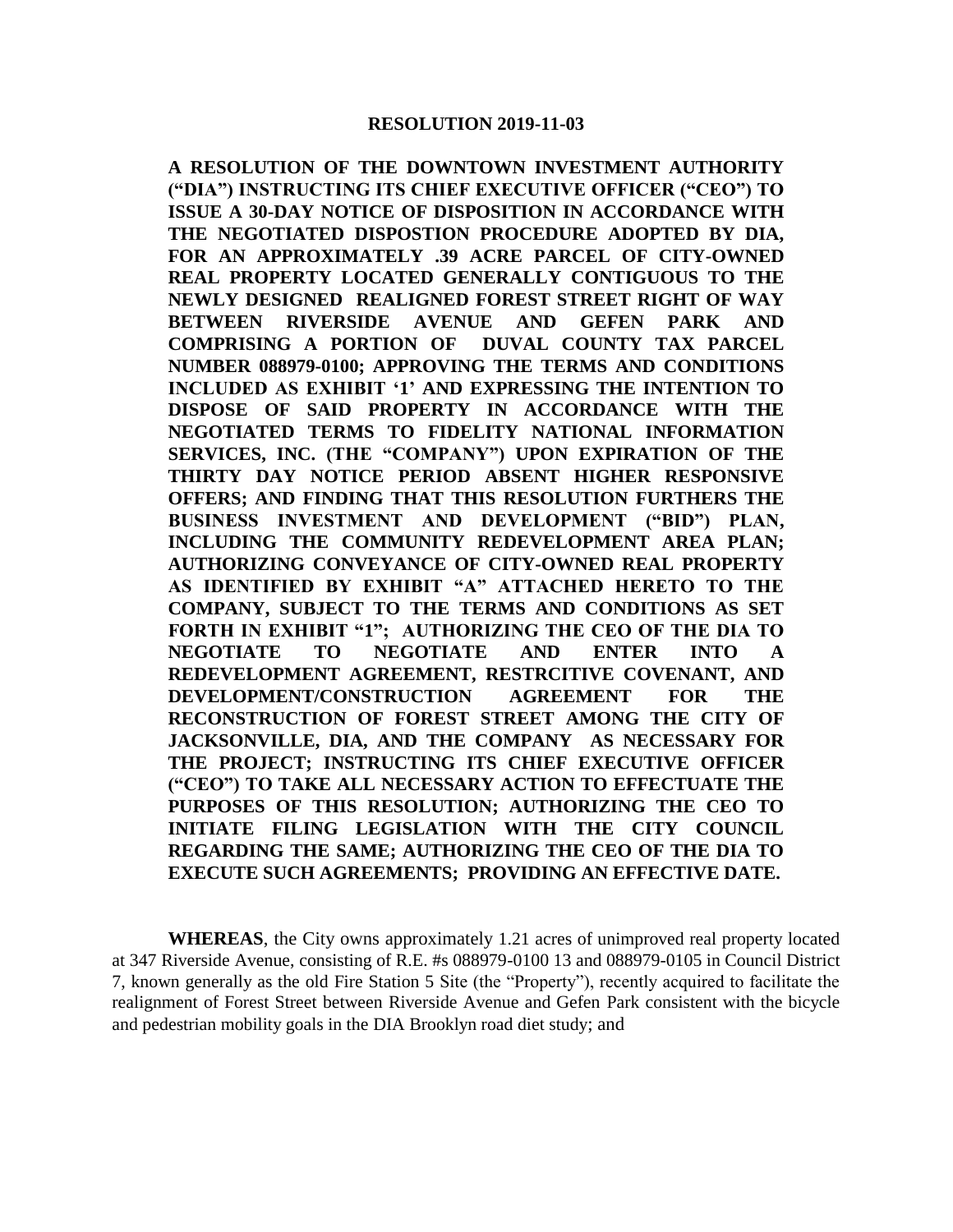**RESOLUTION 2019-11-03**

**A RESOLUTION OF THE DOWNTOWN INVESTMENT AUTHORITY ("DIA") INSTRUCTING ITS CHIEF EXECUTIVE OFFICER ("CEO") TO ISSUE A 30-DAY NOTICE OF DISPOSITION IN ACCORDANCE WITH THE NEGOTIATED DISPOSTION PROCEDURE ADOPTED BY DIA, FOR AN APPROXIMATELY .39 ACRE PARCEL OF CITY-OWNED REAL PROPERTY LOCATED GENERALLY CONTIGUOUS TO THE NEWLY DESIGNED REALIGNED FOREST STREET RIGHT OF WAY BETWEEN RIVERSIDE AVENUE AND GEFEN PARK AND COMPRISING A PORTION OF DUVAL COUNTY TAX PARCEL NUMBER 088979-0100; APPROVING THE TERMS AND CONDITIONS INCLUDED AS EXHIBIT '1' AND EXPRESSING THE INTENTION TO DISPOSE OF SAID PROPERTY IN ACCORDANCE WITH THE NEGOTIATED TERMS TO FIDELITY NATIONAL INFORMATION SERVICES, INC. (THE "COMPANY") UPON EXPIRATION OF THE THIRTY DAY NOTICE PERIOD ABSENT HIGHER RESPONSIVE OFFERS; AND FINDING THAT THIS RESOLUTION FURTHERS THE BUSINESS INVESTMENT AND DEVELOPMENT ("BID") PLAN, INCLUDING THE COMMUNITY REDEVELOPMENT AREA PLAN; AUTHORIZING CONVEYANCE OF CITY-OWNED REAL PROPERTY AS IDENTIFIED BY EXHIBIT "A" ATTACHED HERETO TO THE COMPANY, SUBJECT TO THE TERMS AND CONDITIONS AS SET FORTH IN EXHIBIT "1"; AUTHORIZING THE CEO OF THE DIA TO NEGOTIATE TO NEGOTIATE AND ENTER INTO A REDEVELOPMENT AGREEMENT, RESTRCITIVE COVENANT, AND DEVELOPMENT/CONSTRUCTION AGREEMENT FOR THE RECONSTRUCTION OF FOREST STREET AMONG THE CITY OF JACKSONVILLE, DIA, AND THE COMPANY AS NECESSARY FOR THE PROJECT; INSTRUCTING ITS CHIEF EXECUTIVE OFFICER ("CEO") TO TAKE ALL NECESSARY ACTION TO EFFECTUATE THE PURPOSES OF THIS RESOLUTION; AUTHORIZING THE CEO TO INITIATE FILING LEGISLATION WITH THE CITY COUNCIL REGARDING THE SAME; AUTHORIZING THE CEO OF THE DIA TO EXECUTE SUCH AGREEMENTS; PROVIDING AN EFFECTIVE DATE.**

**WHEREAS**, the City owns approximately 1.21 acres of unimproved real property located at 347 Riverside Avenue, consisting of R.E. #s 088979-0100 13 and 088979-0105 in Council District 7, known generally as the old Fire Station 5 Site (the "Property"), recently acquired to facilitate the realignment of Forest Street between Riverside Avenue and Gefen Park consistent with the bicycle and pedestrian mobility goals in the DIA Brooklyn road diet study; and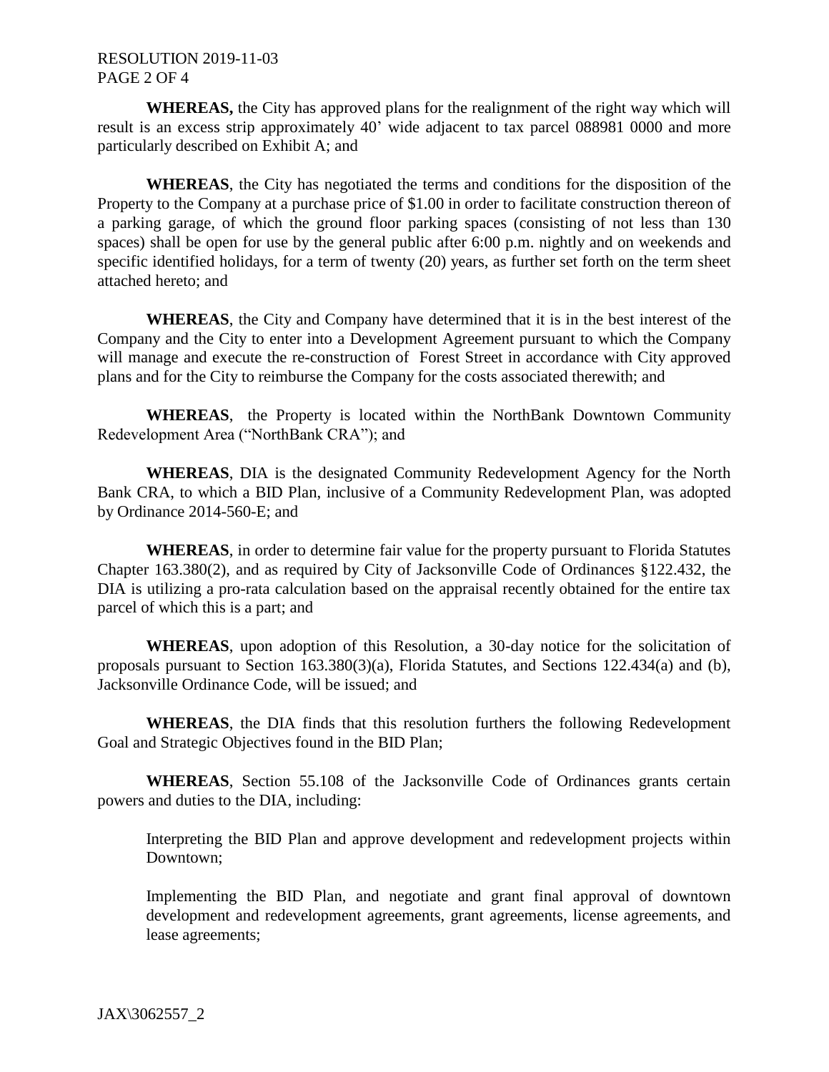**WHEREAS,** the City has approved plans for the realignment of the right way which will result is an excess strip approximately 40' wide adjacent to tax parcel 088981 0000 and more particularly described on Exhibit A; and

**WHEREAS**, the City has negotiated the terms and conditions for the disposition of the Property to the Company at a purchase price of $1.00 in order to facilitate construction thereon of a parking garage, of which the ground floor parking spaces (consisting of not less than 130 spaces) shall be open for use by the general public after 6:00 p.m. nightly and on weekends and specific identified holidays, for a term of twenty (20) years, as further set forth on the term sheet attached hereto; and

**WHEREAS**, the City and Company have determined that it is in the best interest of the Company and the City to enter into a Development Agreement pursuant to which the Company will manage and execute the re-construction of Forest Street in accordance with City approved plans and for the City to reimburse the Company for the costs associated therewith; and

**WHEREAS**, the Property is located within the NorthBank Downtown Community Redevelopment Area ("NorthBank CRA"); and

**WHEREAS**, DIA is the designated Community Redevelopment Agency for the North Bank CRA, to which a BID Plan, inclusive of a Community Redevelopment Plan, was adopted by Ordinance 2014-560-E; and

**WHEREAS**, in order to determine fair value for the property pursuant to Florida Statutes Chapter 163.380(2), and as required by City of Jacksonville Code of Ordinances §122.432, the DIA is utilizing a pro-rata calculation based on the appraisal recently obtained for the entire tax parcel of which this is a part; and

**WHEREAS**, upon adoption of this Resolution, a 30-day notice for the solicitation of proposals pursuant to Section 163.380(3)(a), Florida Statutes, and Sections 122.434(a) and (b), Jacksonville Ordinance Code, will be issued; and

**WHEREAS**, the DIA finds that this resolution furthers the following Redevelopment Goal and Strategic Objectives found in the BID Plan;

**WHEREAS**, Section 55.108 of the Jacksonville Code of Ordinances grants certain powers and duties to the DIA, including:

> Interpreting the BID Plan and approve development and redevelopment projects within Downtown;
>
> Implementing the BID Plan, and negotiate and grant final approval of downtown development and redevelopment agreements, grant agreements, license agreements, and lease agreements;

JAX\3062557_2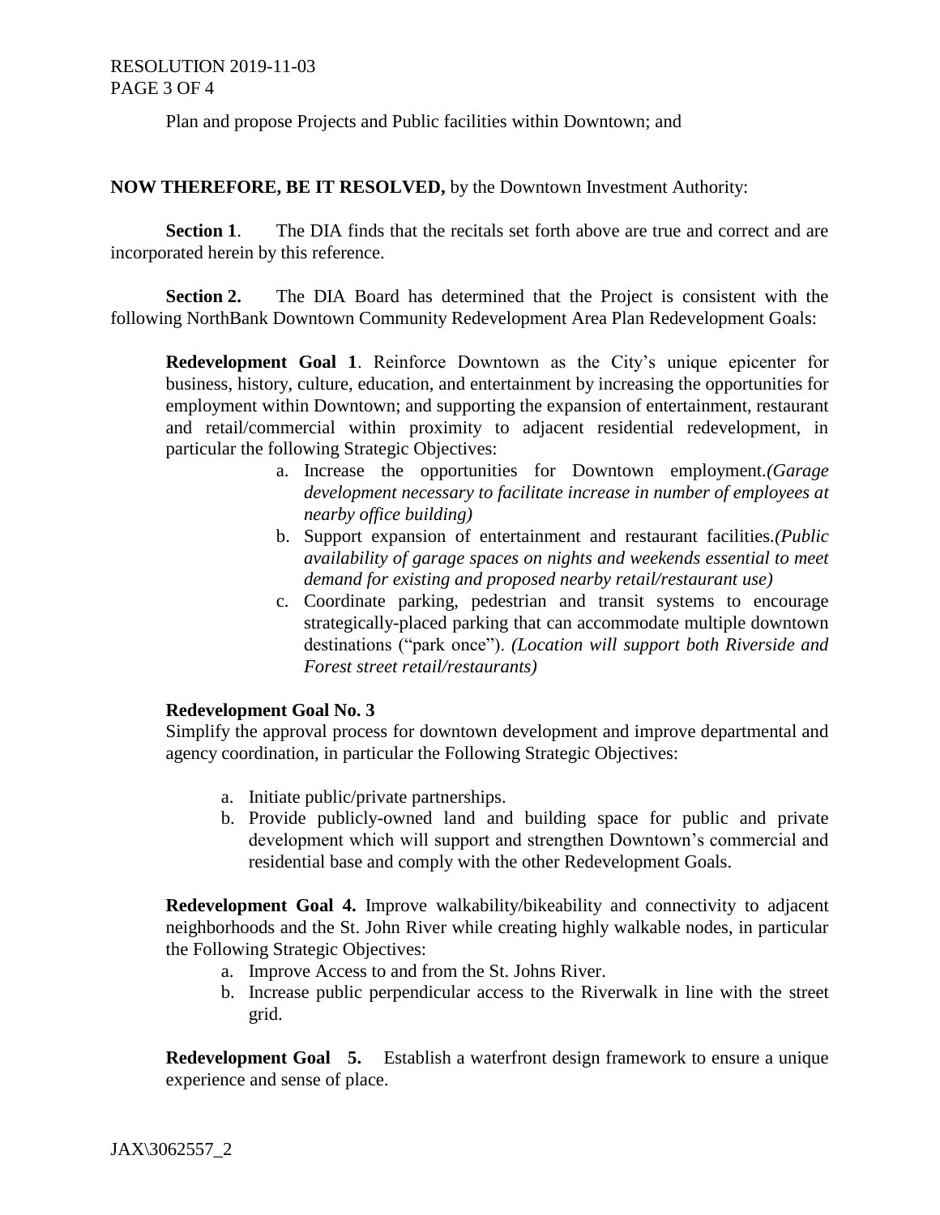Plan and propose Projects and Public facilities within Downtown; and

**NOW THEREFORE, BE IT RESOLVED,** by the Downtown Investment Authority:

**Section 1**. The DIA finds that the recitals set forth above are true and correct and are incorporated herein by this reference.

**Section 2.** The DIA Board has determined that the Project is consistent with the following NorthBank Downtown Community Redevelopment Area Plan Redevelopment Goals:

**Redevelopment Goal 1**. Reinforce Downtown as the City's unique epicenter for business, history, culture, education, and entertainment by increasing the opportunities for employment within Downtown; and supporting the expansion of entertainment, restaurant and retail/commercial within proximity to adjacent residential redevelopment, in particular the following Strategic Objectives:

a. Increase the opportunities for Downtown employment.*(Garage development necessary to facilitate increase in number of employees at nearby office building)*
b. Support expansion of entertainment and restaurant facilities.*(Public availability of garage spaces on nights and weekends essential to meet demand for existing and proposed nearby retail/restaurant use)*
c. Coordinate parking, pedestrian and transit systems to encourage strategically-placed parking that can accommodate multiple downtown destinations ("park once"). *(Location will support both Riverside and Forest street retail/restaurants)*

**Redevelopment Goal No. 3**

Simplify the approval process for downtown development and improve departmental and agency coordination, in particular the Following Strategic Objectives:

a. Initiate public/private partnerships.
b. Provide publicly-owned land and building space for public and private development which will support and strengthen Downtown's commercial and residential base and comply with the other Redevelopment Goals.

**Redevelopment Goal 4.** Improve walkability/bikeability and connectivity to adjacent neighborhoods and the St. John River while creating highly walkable nodes, in particular the Following Strategic Objectives:

a. Improve Access to and from the St. Johns River.
b. Increase public perpendicular access to the Riverwalk in line with the street grid.

**Redevelopment Goal 5.** Establish a waterfront design framework to ensure a unique experience and sense of place.

JAX\3062557_2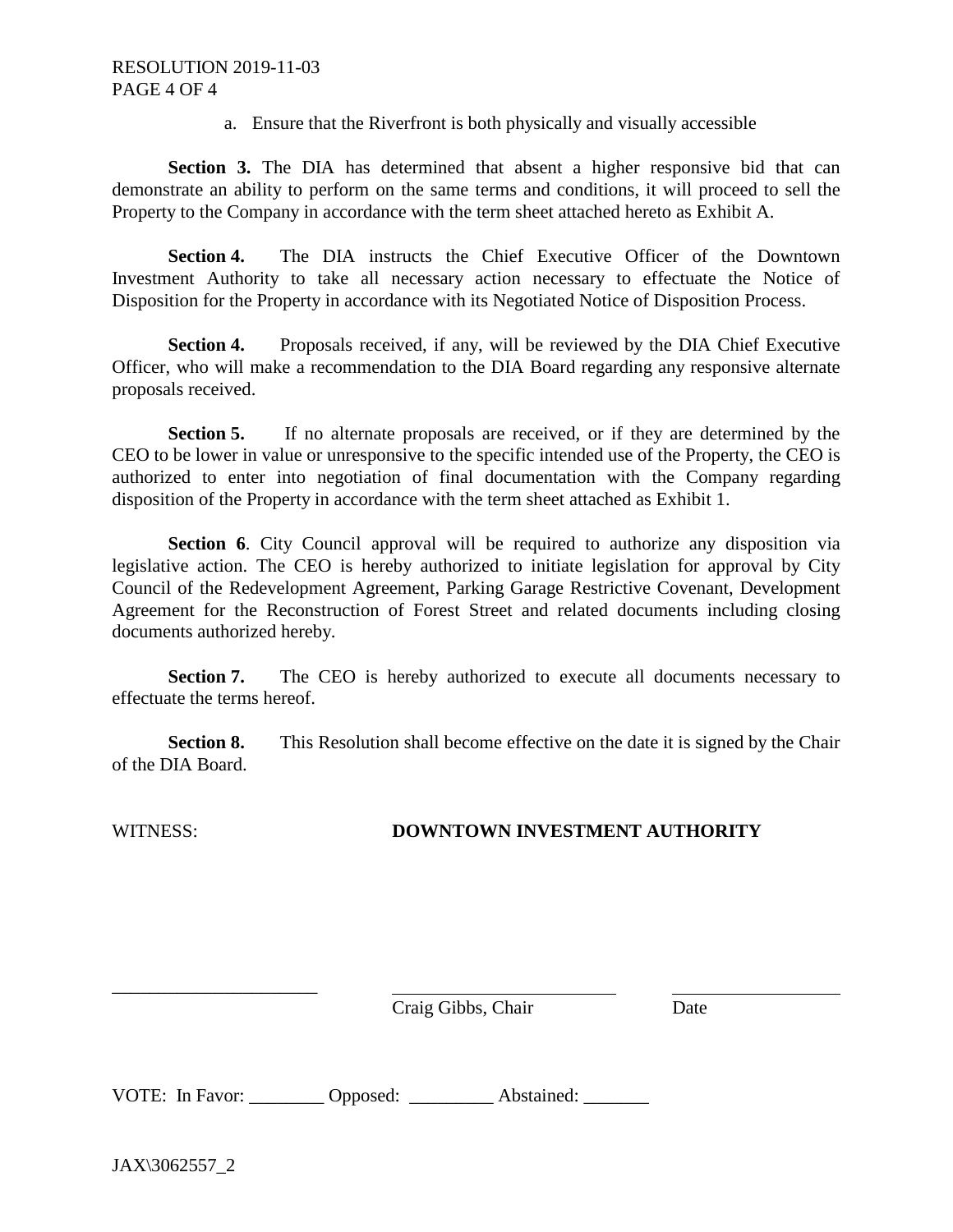a. Ensure that the Riverfront is both physically and visually accessible

**Section 3.** The DIA has determined that absent a higher responsive bid that can demonstrate an ability to perform on the same terms and conditions, it will proceed to sell the Property to the Company in accordance with the term sheet attached hereto as Exhibit A.

**Section 4.** The DIA instructs the Chief Executive Officer of the Downtown Investment Authority to take all necessary action necessary to effectuate the Notice of Disposition for the Property in accordance with its Negotiated Notice of Disposition Process.

**Section 4.** Proposals received, if any, will be reviewed by the DIA Chief Executive Officer, who will make a recommendation to the DIA Board regarding any responsive alternate proposals received.

**Section 5.** If no alternate proposals are received, or if they are determined by the CEO to be lower in value or unresponsive to the specific intended use of the Property, the CEO is authorized to enter into negotiation of final documentation with the Company regarding disposition of the Property in accordance with the term sheet attached as Exhibit 1.

**Section 6**. City Council approval will be required to authorize any disposition via legislative action. The CEO is hereby authorized to initiate legislation for approval by City Council of the Redevelopment Agreement, Parking Garage Restrictive Covenant, Development Agreement for the Reconstruction of Forest Street and related documents including closing documents authorized hereby.

**Section 7.** The CEO is hereby authorized to execute all documents necessary to effectuate the terms hereof.

**Section 8.** This Resolution shall become effective on the date it is signed by the Chair of the DIA Board.

WITNESS: **DOWNTOWN INVESTMENT AUTHORITY**

______________________ ________________________ __________________

Craig Gibbs, Chair Date

VOTE: In Favor: ________ Opposed: _________ Abstained: _______

JAX\3062557_2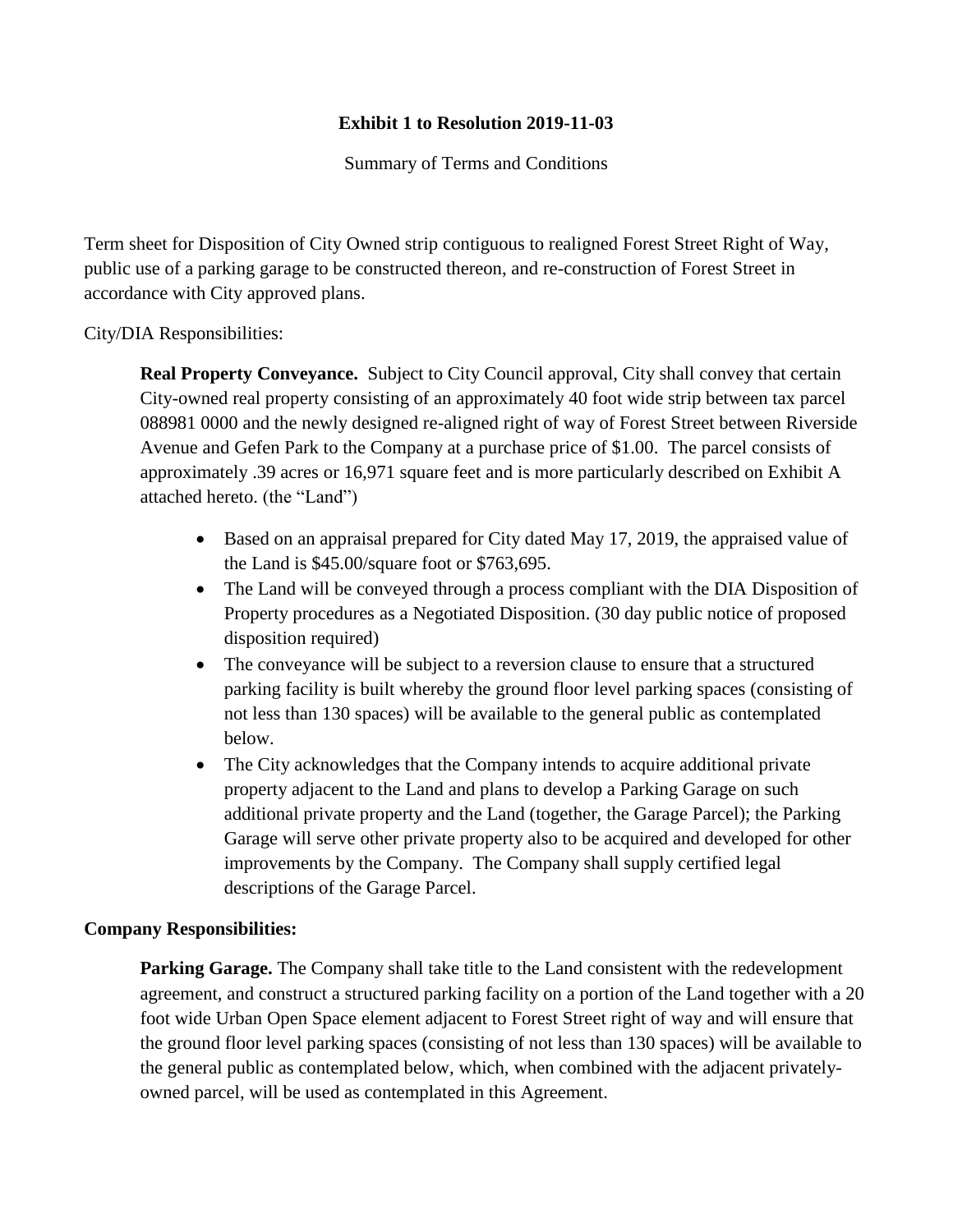**Exhibit 1 to Resolution 2019-11-03**

Summary of Terms and Conditions

Term sheet for Disposition of City Owned strip contiguous to realigned Forest Street Right of Way, public use of a parking garage to be constructed thereon, and re-construction of Forest Street in accordance with City approved plans.

City/DIA Responsibilities:

**Real Property Conveyance.** Subject to City Council approval, City shall convey that certain City-owned real property consisting of an approximately 40 foot wide strip between tax parcel 088981 0000 and the newly designed re-aligned right of way of Forest Street between Riverside Avenue and Gefen Park to the Company at a purchase price of $1.00. The parcel consists of approximately .39 acres or 16,971 square feet and is more particularly described on Exhibit A attached hereto. (the "Land")

- Based on an appraisal prepared for City dated May 17, 2019, the appraised value of the Land is $45.00/square foot or $763,695.
- The Land will be conveyed through a process compliant with the DIA Disposition of Property procedures as a Negotiated Disposition. (30 day public notice of proposed disposition required)
- The conveyance will be subject to a reversion clause to ensure that a structured parking facility is built whereby the ground floor level parking spaces (consisting of not less than 130 spaces) will be available to the general public as contemplated below.
- The City acknowledges that the Company intends to acquire additional private property adjacent to the Land and plans to develop a Parking Garage on such additional private property and the Land (together, the Garage Parcel); the Parking Garage will serve other private property also to be acquired and developed for other improvements by the Company. The Company shall supply certified legal descriptions of the Garage Parcel.

**Company Responsibilities:**

**Parking Garage.** The Company shall take title to the Land consistent with the redevelopment agreement, and construct a structured parking facility on a portion of the Land together with a 20 foot wide Urban Open Space element adjacent to Forest Street right of way and will ensure that the ground floor level parking spaces (consisting of not less than 130 spaces) will be available to the general public as contemplated below, which, when combined with the adjacent privately-owned parcel, will be used as contemplated in this Agreement.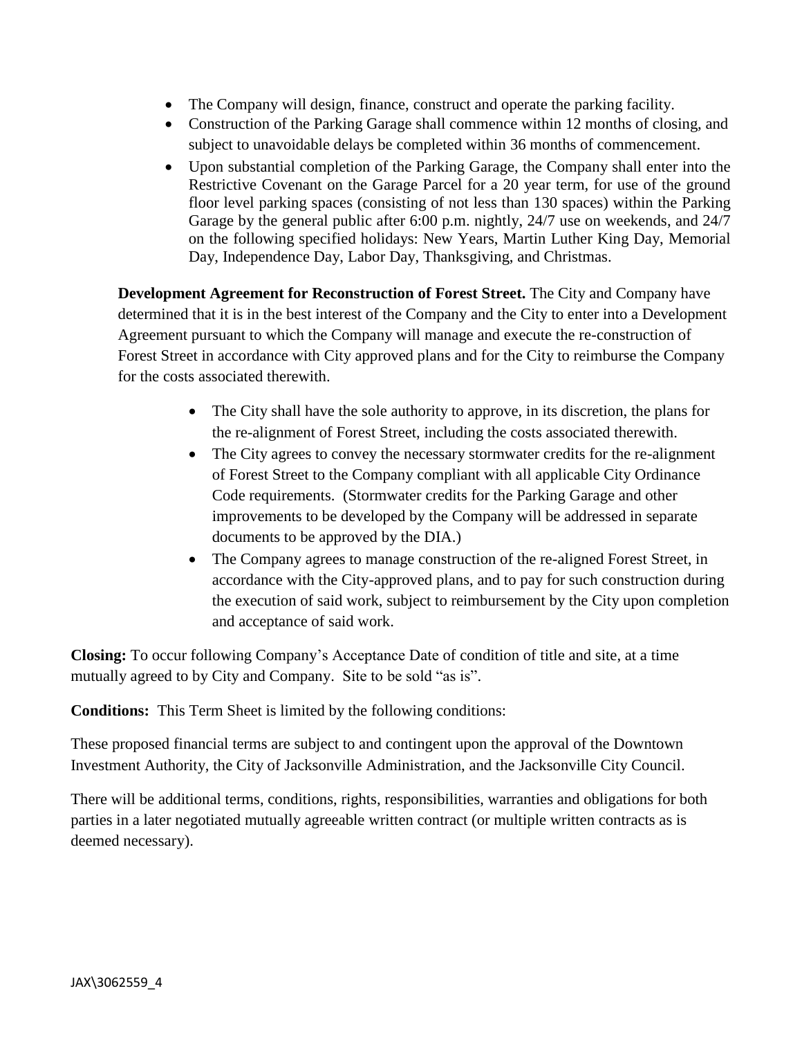- The Company will design, finance, construct and operate the parking facility.
- Construction of the Parking Garage shall commence within 12 months of closing, and subject to unavoidable delays be completed within 36 months of commencement.
- Upon substantial completion of the Parking Garage, the Company shall enter into the Restrictive Covenant on the Garage Parcel for a 20 year term, for use of the ground floor level parking spaces (consisting of not less than 130 spaces) within the Parking Garage by the general public after 6:00 p.m. nightly, 24/7 use on weekends, and 24/7 on the following specified holidays: New Years, Martin Luther King Day, Memorial Day, Independence Day, Labor Day, Thanksgiving, and Christmas.

**Development Agreement for Reconstruction of Forest Street.** The City and Company have determined that it is in the best interest of the Company and the City to enter into a Development Agreement pursuant to which the Company will manage and execute the re-construction of Forest Street in accordance with City approved plans and for the City to reimburse the Company for the costs associated therewith.

- The City shall have the sole authority to approve, in its discretion, the plans for the re-alignment of Forest Street, including the costs associated therewith.
- The City agrees to convey the necessary stormwater credits for the re-alignment of Forest Street to the Company compliant with all applicable City Ordinance Code requirements. (Stormwater credits for the Parking Garage and other improvements to be developed by the Company will be addressed in separate documents to be approved by the DIA.)
- The Company agrees to manage construction of the re-aligned Forest Street, in accordance with the City-approved plans, and to pay for such construction during the execution of said work, subject to reimbursement by the City upon completion and acceptance of said work.

**Closing:** To occur following Company's Acceptance Date of condition of title and site, at a time mutually agreed to by City and Company. Site to be sold "as is".

**Conditions:** This Term Sheet is limited by the following conditions:

These proposed financial terms are subject to and contingent upon the approval of the Downtown Investment Authority, the City of Jacksonville Administration, and the Jacksonville City Council.

There will be additional terms, conditions, rights, responsibilities, warranties and obligations for both parties in a later negotiated mutually agreeable written contract (or multiple written contracts as is deemed necessary).

JAX\3062559_4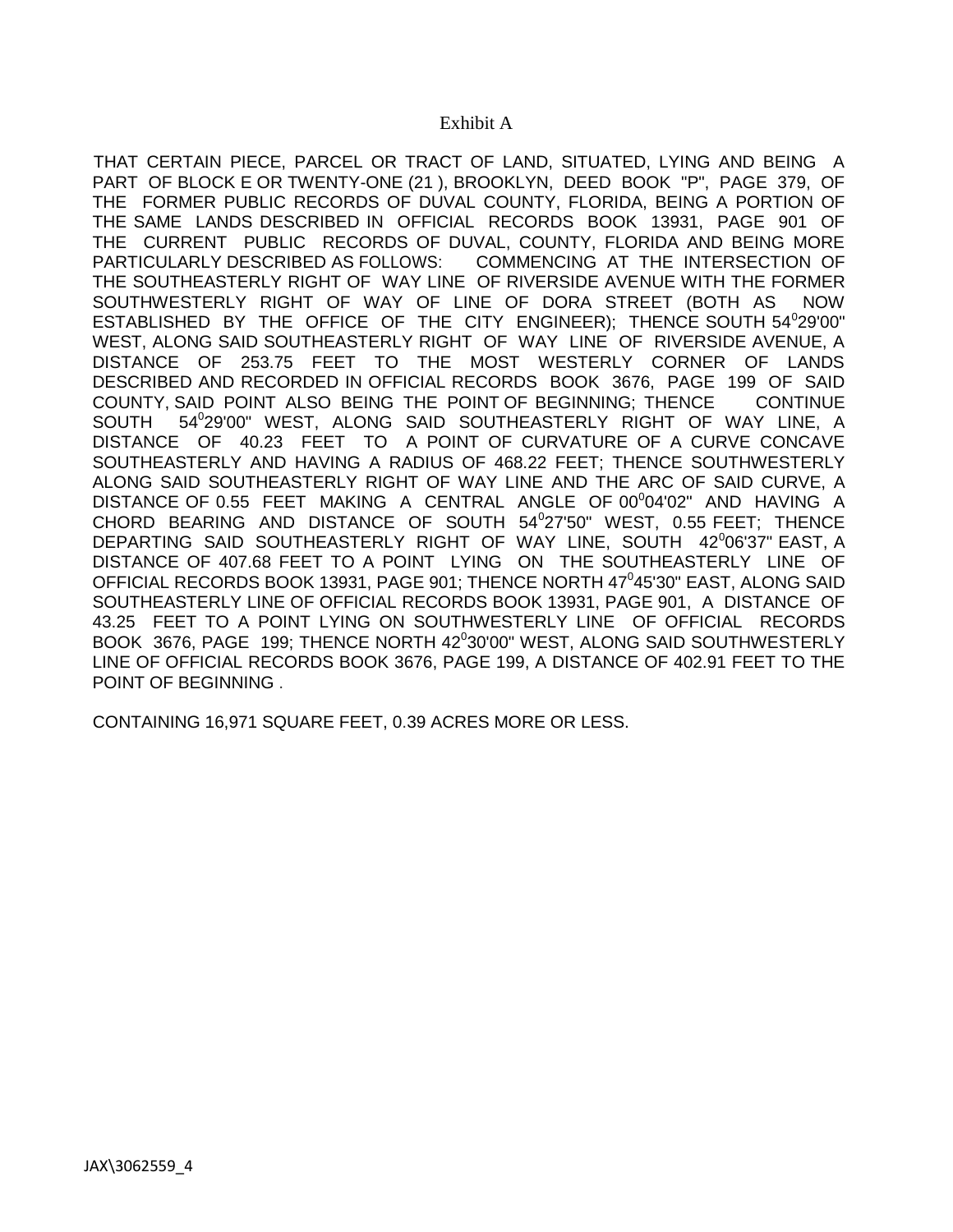Exhibit A

THAT CERTAIN PIECE, PARCEL OR TRACT OF LAND, SITUATED, LYING AND BEING A PART OF BLOCK E OR TWENTY-ONE (21 ), BROOKLYN, DEED BOOK "P", PAGE 379, OF THE FORMER PUBLIC RECORDS OF DUVAL COUNTY, FLORIDA, BEING A PORTION OF THE SAME LANDS DESCRIBED IN OFFICIAL RECORDS BOOK 13931, PAGE 901 OF THE CURRENT PUBLIC RECORDS OF DUVAL, COUNTY, FLORIDA AND BEING MORE PARTICULARLY DESCRIBED AS FOLLOWS: COMMENCING AT THE INTERSECTION OF THE SOUTHEASTERLY RIGHT OF WAY LINE OF RIVERSIDE AVENUE WITH THE FORMER SOUTHWESTERLY RIGHT OF WAY OF LINE OF DORA STREET (BOTH AS NOW ESTABLISHED BY THE OFFICE OF THE CITY ENGINEER); THENCE SOUTH 54°29'00" WEST, ALONG SAID SOUTHEASTERLY RIGHT OF WAY LINE OF RIVERSIDE AVENUE, A DISTANCE OF 253.75 FEET TO THE MOST WESTERLY CORNER OF LANDS DESCRIBED AND RECORDED IN OFFICIAL RECORDS BOOK 3676, PAGE 199 OF SAID COUNTY, SAID POINT ALSO BEING THE POINT OF BEGINNING; THENCE CONTINUE SOUTH 54°29'00" WEST, ALONG SAID SOUTHEASTERLY RIGHT OF WAY LINE, A DISTANCE OF 40.23 FEET TO A POINT OF CURVATURE OF A CURVE CONCAVE SOUTHEASTERLY AND HAVING A RADIUS OF 468.22 FEET; THENCE SOUTHWESTERLY ALONG SAID SOUTHEASTERLY RIGHT OF WAY LINE AND THE ARC OF SAID CURVE, A DISTANCE OF 0.55 FEET MAKING A CENTRAL ANGLE OF 00°04'02" AND HAVING A CHORD BEARING AND DISTANCE OF SOUTH 54°27'50" WEST, 0.55 FEET; THENCE DEPARTING SAID SOUTHEASTERLY RIGHT OF WAY LINE, SOUTH 42°06'37" EAST, A DISTANCE OF 407.68 FEET TO A POINT LYING ON THE SOUTHEASTERLY LINE OF OFFICIAL RECORDS BOOK 13931, PAGE 901; THENCE NORTH 47°45'30" EAST, ALONG SAID SOUTHEASTERLY LINE OF OFFICIAL RECORDS BOOK 13931, PAGE 901, A DISTANCE OF 43.25 FEET TO A POINT LYING ON SOUTHWESTERLY LINE OF OFFICIAL RECORDS BOOK 3676, PAGE 199; THENCE NORTH 42°30'00" WEST, ALONG SAID SOUTHWESTERLY LINE OF OFFICIAL RECORDS BOOK 3676, PAGE 199, A DISTANCE OF 402.91 FEET TO THE POINT OF BEGINNING .

CONTAINING 16,971 SQUARE FEET, 0.39 ACRES MORE OR LESS.

JAX\3062559_4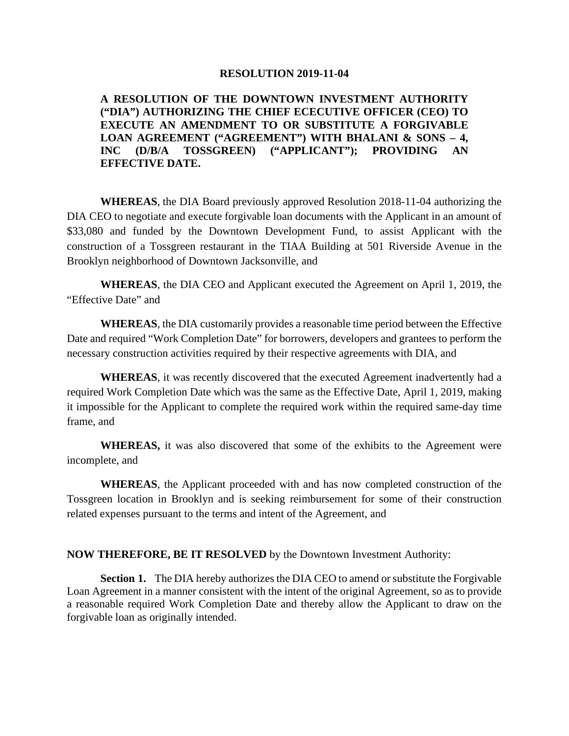**RESOLUTION 2019-11-04**

**A RESOLUTION OF THE DOWNTOWN INVESTMENT AUTHORITY ("DIA") AUTHORIZING THE CHIEF ECECUTIVE OFFICER (CEO) TO EXECUTE AN AMENDMENT TO OR SUBSTITUTE A FORGIVABLE LOAN AGREEMENT ("AGREEMENT") WITH BHALANI & SONS – 4, INC (D/B/A TOSSGREEN) ("APPLICANT"); PROVIDING AN EFFECTIVE DATE.**

**WHEREAS**, the DIA Board previously approved Resolution 2018-11-04 authorizing the DIA CEO to negotiate and execute forgivable loan documents with the Applicant in an amount of $33,080 and funded by the Downtown Development Fund, to assist Applicant with the construction of a Tossgreen restaurant in the TIAA Building at 501 Riverside Avenue in the Brooklyn neighborhood of Downtown Jacksonville, and

**WHEREAS**, the DIA CEO and Applicant executed the Agreement on April 1, 2019, the "Effective Date" and

**WHEREAS**, the DIA customarily provides a reasonable time period between the Effective Date and required "Work Completion Date" for borrowers, developers and grantees to perform the necessary construction activities required by their respective agreements with DIA, and

**WHEREAS**, it was recently discovered that the executed Agreement inadvertently had a required Work Completion Date which was the same as the Effective Date, April 1, 2019, making it impossible for the Applicant to complete the required work within the required same-day time frame, and

**WHEREAS,** it was also discovered that some of the exhibits to the Agreement were incomplete, and

**WHEREAS**, the Applicant proceeded with and has now completed construction of the Tossgreen location in Brooklyn and is seeking reimbursement for some of their construction related expenses pursuant to the terms and intent of the Agreement, and

**NOW THEREFORE, BE IT RESOLVED** by the Downtown Investment Authority:

**Section 1.** The DIA hereby authorizes the DIA CEO to amend or substitute the Forgivable Loan Agreement in a manner consistent with the intent of the original Agreement, so as to provide a reasonable required Work Completion Date and thereby allow the Applicant to draw on the forgivable loan as originally intended.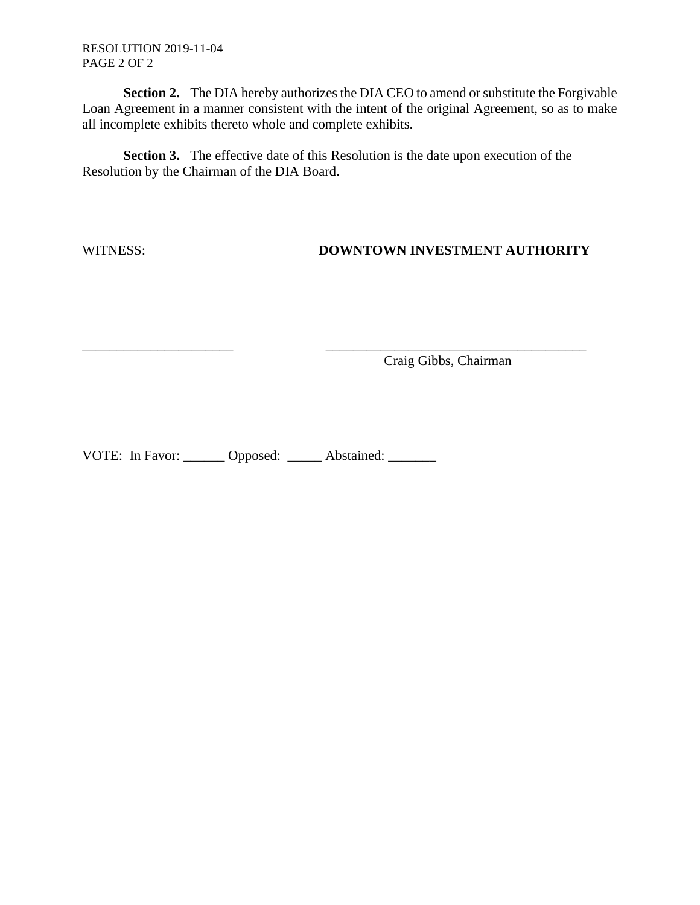**Section 2.** The DIA hereby authorizes the DIA CEO to amend or substitute the Forgivable Loan Agreement in a manner consistent with the intent of the original Agreement, so as to make all incomplete exhibits thereto whole and complete exhibits.

**Section 3.** The effective date of this Resolution is the date upon execution of the Resolution by the Chairman of the DIA Board.

WITNESS: **DOWNTOWN INVESTMENT AUTHORITY**

______________________ ________________________________________
Craig Gibbs, Chairman

VOTE: In Favor: ______ Opposed: _____ Abstained: _______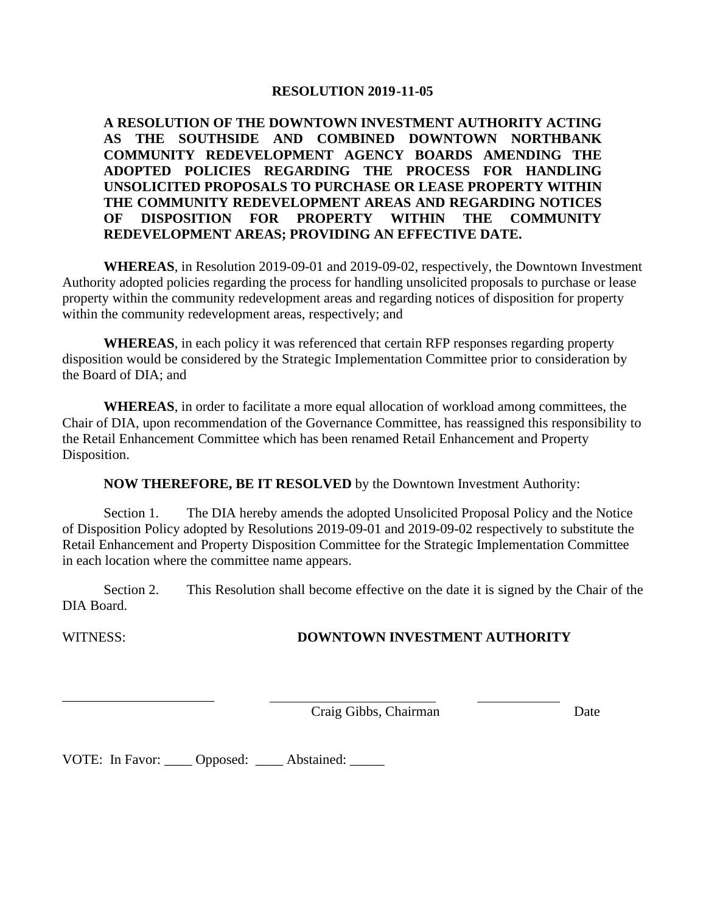# RESOLUTION 2019-11-05

**A RESOLUTION OF THE DOWNTOWN INVESTMENT AUTHORITY ACTING AS THE SOUTHSIDE AND COMBINED DOWNTOWN NORTHBANK COMMUNITY REDEVELOPMENT AGENCY BOARDS AMENDING THE ADOPTED POLICIES REGARDING THE PROCESS FOR HANDLING UNSOLICITED PROPOSALS TO PURCHASE OR LEASE PROPERTY WITHIN THE COMMUNITY REDEVELOPMENT AREAS AND REGARDING NOTICES OF DISPOSITION FOR PROPERTY WITHIN THE COMMUNITY REDEVELOPMENT AREAS; PROVIDING AN EFFECTIVE DATE.**

**WHEREAS**, in Resolution 2019-09-01 and 2019-09-02, respectively, the Downtown Investment Authority adopted policies regarding the process for handling unsolicited proposals to purchase or lease property within the community redevelopment areas and regarding notices of disposition for property within the community redevelopment areas, respectively; and

**WHEREAS**, in each policy it was referenced that certain RFP responses regarding property disposition would be considered by the Strategic Implementation Committee prior to consideration by the Board of DIA; and

**WHEREAS**, in order to facilitate a more equal allocation of workload among committees, the Chair of DIA, upon recommendation of the Governance Committee, has reassigned this responsibility to the Retail Enhancement Committee which has been renamed Retail Enhancement and Property Disposition.

**NOW THEREFORE, BE IT RESOLVED** by the Downtown Investment Authority:

Section 1. The DIA hereby amends the adopted Unsolicited Proposal Policy and the Notice of Disposition Policy adopted by Resolutions 2019-09-01 and 2019-09-02 respectively to substitute the Retail Enhancement and Property Disposition Committee for the Strategic Implementation Committee in each location where the committee name appears.

Section 2. This Resolution shall become effective on the date it is signed by the Chair of the DIA Board.

WITNESS: **DOWNTOWN INVESTMENT AUTHORITY**

______________________ ________________________ ____________

Craig Gibbs, Chairman Date

VOTE: In Favor: ____ Opposed: ____ Abstained: _____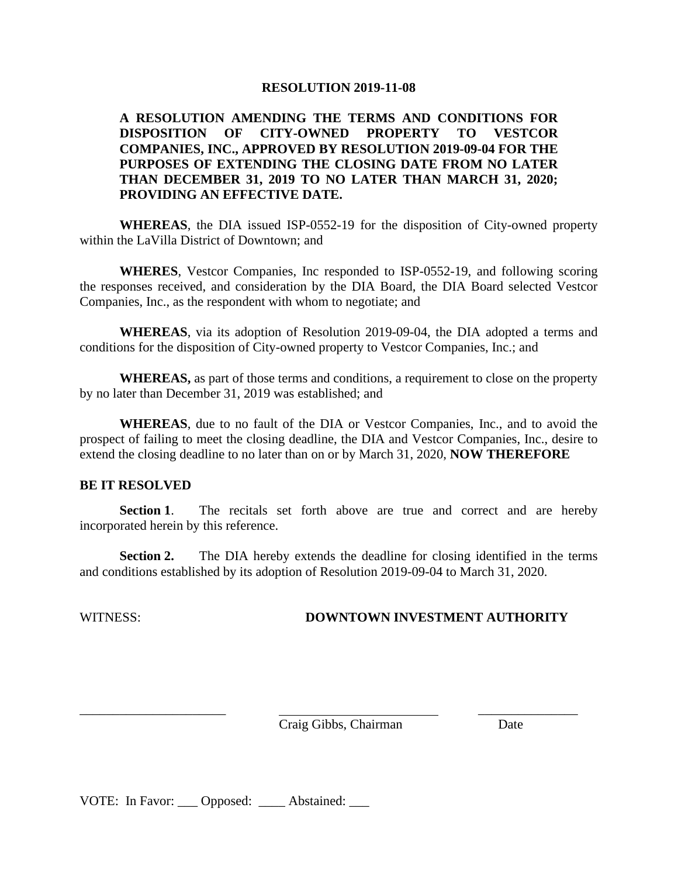# RESOLUTION 2019-11-08

**A RESOLUTION AMENDING THE TERMS AND CONDITIONS FOR DISPOSITION OF CITY-OWNED PROPERTY TO VESTCOR COMPANIES, INC., APPROVED BY RESOLUTION 2019-09-04 FOR THE PURPOSES OF EXTENDING THE CLOSING DATE FROM NO LATER THAN DECEMBER 31, 2019 TO NO LATER THAN MARCH 31, 2020; PROVIDING AN EFFECTIVE DATE.**

**WHEREAS**, the DIA issued ISP-0552-19 for the disposition of City-owned property within the LaVilla District of Downtown; and

**WHERES**, Vestcor Companies, Inc responded to ISP-0552-19, and following scoring the responses received, and consideration by the DIA Board, the DIA Board selected Vestcor Companies, Inc., as the respondent with whom to negotiate; and

**WHEREAS**, via its adoption of Resolution 2019-09-04, the DIA adopted a terms and conditions for the disposition of City-owned property to Vestcor Companies, Inc.; and

**WHEREAS,** as part of those terms and conditions, a requirement to close on the property by no later than December 31, 2019 was established; and

**WHEREAS**, due to no fault of the DIA or Vestcor Companies, Inc., and to avoid the prospect of failing to meet the closing deadline, the DIA and Vestcor Companies, Inc., desire to extend the closing deadline to no later than on or by March 31, 2020, **NOW THEREFORE**

**BE IT RESOLVED**

**Section 1**. The recitals set forth above are true and correct and are hereby incorporated herein by this reference.

**Section 2.** The DIA hereby extends the deadline for closing identified in the terms and conditions established by its adoption of Resolution 2019-09-04 to March 31, 2020.

WITNESS: **DOWNTOWN INVESTMENT AUTHORITY**

______________________ ________________________ ______________
Craig Gibbs, Chairman Date

VOTE: In Favor: ___ Opposed: ____ Abstained: ___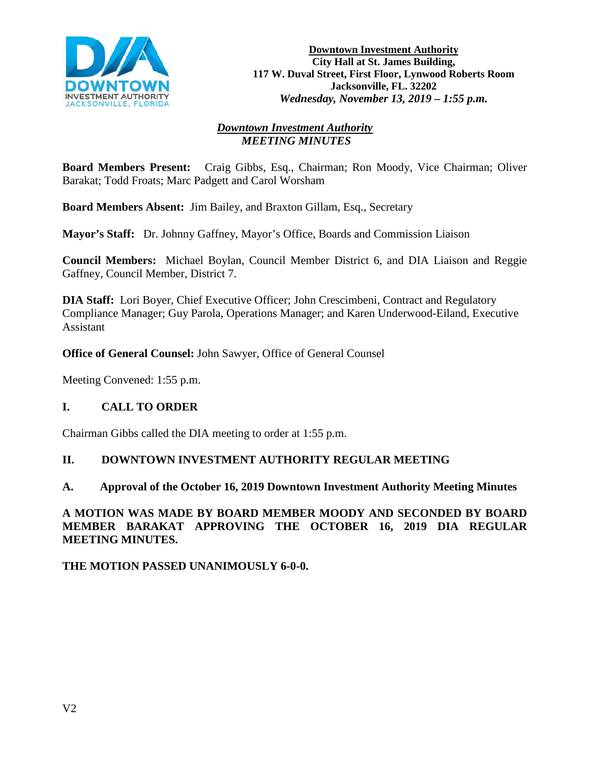**Downtown Investment Authority**
**City Hall at St. James Building,**
**117 W. Duval Street, First Floor, Lynwood Roberts Room**
**Jacksonville, FL. 32202**
***Wednesday, November 13, 2019 – 1:55 p.m.***

# ***Downtown Investment Authority***
## ***MEETING MINUTES***

**Board Members Present:** Craig Gibbs, Esq., Chairman; Ron Moody, Vice Chairman; Oliver Barakat; Todd Froats; Marc Padgett and Carol Worsham

**Board Members Absent:** Jim Bailey, and Braxton Gillam, Esq., Secretary

**Mayor's Staff:** Dr. Johnny Gaffney, Mayor's Office, Boards and Commission Liaison

**Council Members:** Michael Boylan, Council Member District 6, and DIA Liaison and Reggie Gaffney, Council Member, District 7.

**DIA Staff:** Lori Boyer, Chief Executive Officer; John Crescimbeni, Contract and Regulatory Compliance Manager; Guy Parola, Operations Manager; and Karen Underwood-Eiland, Executive Assistant

**Office of General Counsel:** John Sawyer, Office of General Counsel

Meeting Convened: 1:55 p.m.

## I. CALL TO ORDER

Chairman Gibbs called the DIA meeting to order at 1:55 p.m.

## II. DOWNTOWN INVESTMENT AUTHORITY REGULAR MEETING

### A. Approval of the October 16, 2019 Downtown Investment Authority Meeting Minutes

**A MOTION WAS MADE BY BOARD MEMBER MOODY AND SECONDED BY BOARD MEMBER BARAKAT APPROVING THE OCTOBER 16, 2019 DIA REGULAR MEETING MINUTES.**

**THE MOTION PASSED UNANIMOUSLY 6-0-0.**

V2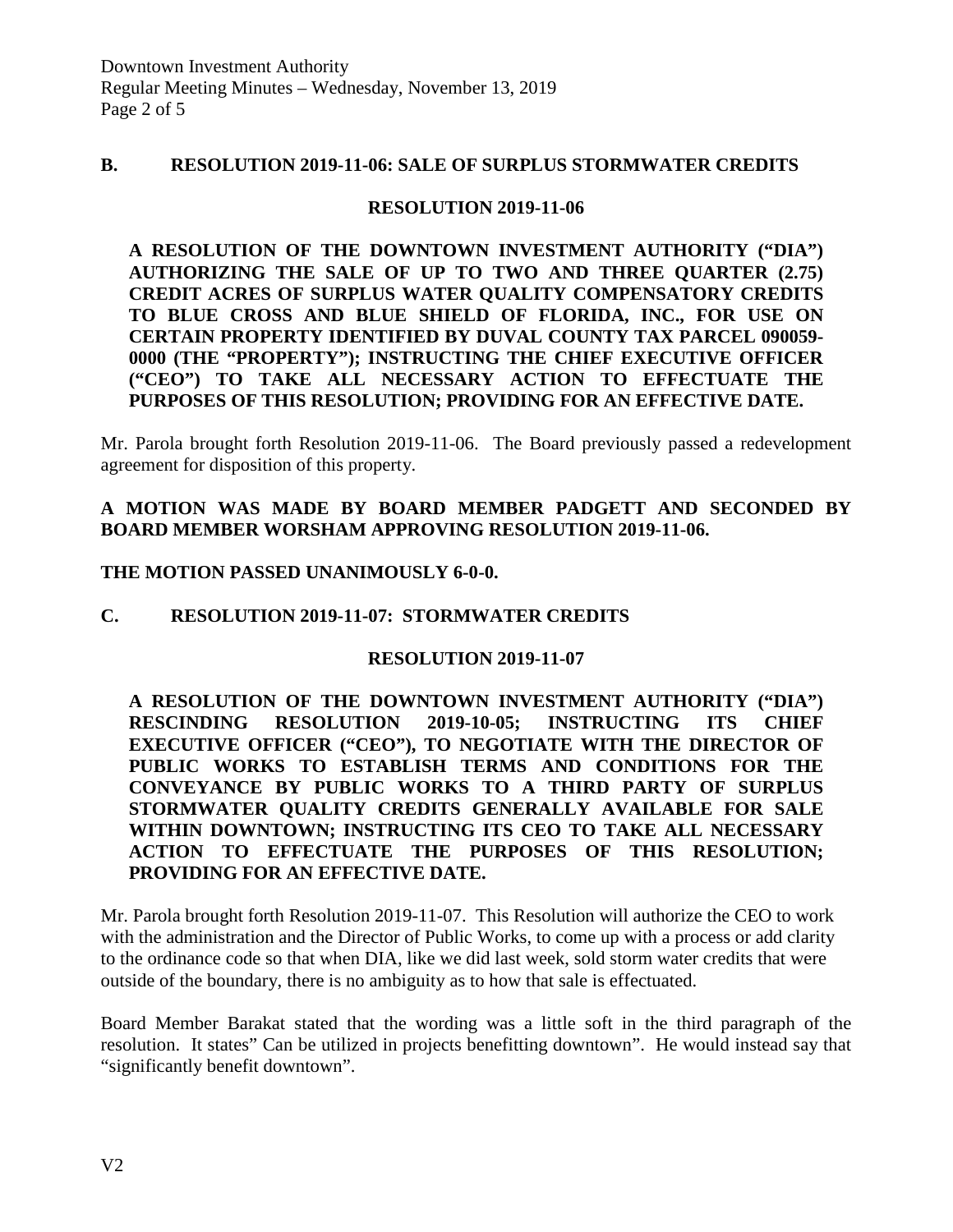## B. RESOLUTION 2019-11-06: SALE OF SURPLUS STORMWATER CREDITS

**RESOLUTION 2019-11-06**

**A RESOLUTION OF THE DOWNTOWN INVESTMENT AUTHORITY ("DIA") AUTHORIZING THE SALE OF UP TO TWO AND THREE QUARTER (2.75) CREDIT ACRES OF SURPLUS WATER QUALITY COMPENSATORY CREDITS TO BLUE CROSS AND BLUE SHIELD OF FLORIDA, INC., FOR USE ON CERTAIN PROPERTY IDENTIFIED BY DUVAL COUNTY TAX PARCEL 090059-0000 (THE "PROPERTY"); INSTRUCTING THE CHIEF EXECUTIVE OFFICER ("CEO") TO TAKE ALL NECESSARY ACTION TO EFFECTUATE THE PURPOSES OF THIS RESOLUTION; PROVIDING FOR AN EFFECTIVE DATE.**

Mr. Parola brought forth Resolution 2019-11-06. The Board previously passed a redevelopment agreement for disposition of this property.

**A MOTION WAS MADE BY BOARD MEMBER PADGETT AND SECONDED BY BOARD MEMBER WORSHAM APPROVING RESOLUTION 2019-11-06.**

**THE MOTION PASSED UNANIMOUSLY 6-0-0.**

## C. RESOLUTION 2019-11-07: STORMWATER CREDITS

**RESOLUTION 2019-11-07**

**A RESOLUTION OF THE DOWNTOWN INVESTMENT AUTHORITY ("DIA") RESCINDING RESOLUTION 2019-10-05; INSTRUCTING ITS CHIEF EXECUTIVE OFFICER ("CEO"), TO NEGOTIATE WITH THE DIRECTOR OF PUBLIC WORKS TO ESTABLISH TERMS AND CONDITIONS FOR THE CONVEYANCE BY PUBLIC WORKS TO A THIRD PARTY OF SURPLUS STORMWATER QUALITY CREDITS GENERALLY AVAILABLE FOR SALE WITHIN DOWNTOWN; INSTRUCTING ITS CEO TO TAKE ALL NECESSARY ACTION TO EFFECTUATE THE PURPOSES OF THIS RESOLUTION; PROVIDING FOR AN EFFECTIVE DATE.**

Mr. Parola brought forth Resolution 2019-11-07. This Resolution will authorize the CEO to work with the administration and the Director of Public Works, to come up with a process or add clarity to the ordinance code so that when DIA, like we did last week, sold storm water credits that were outside of the boundary, there is no ambiguity as to how that sale is effectuated.

Board Member Barakat stated that the wording was a little soft in the third paragraph of the resolution. It states" Can be utilized in projects benefitting downtown". He would instead say that "significantly benefit downtown".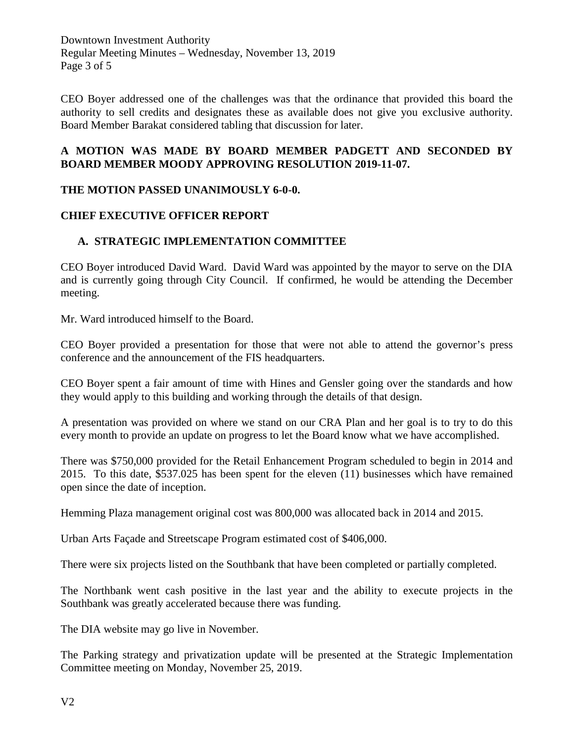CEO Boyer addressed one of the challenges was that the ordinance that provided this board the authority to sell credits and designates these as available does not give you exclusive authority. Board Member Barakat considered tabling that discussion for later.

**A MOTION WAS MADE BY BOARD MEMBER PADGETT AND SECONDED BY BOARD MEMBER MOODY APPROVING RESOLUTION 2019-11-07.**

**THE MOTION PASSED UNANIMOUSLY 6-0-0.**

## CHIEF EXECUTIVE OFFICER REPORT

### A. STRATEGIC IMPLEMENTATION COMMITTEE

CEO Boyer introduced David Ward. David Ward was appointed by the mayor to serve on the DIA and is currently going through City Council. If confirmed, he would be attending the December meeting.

Mr. Ward introduced himself to the Board.

CEO Boyer provided a presentation for those that were not able to attend the governor's press conference and the announcement of the FIS headquarters.

CEO Boyer spent a fair amount of time with Hines and Gensler going over the standards and how they would apply to this building and working through the details of that design.

A presentation was provided on where we stand on our CRA Plan and her goal is to try to do this every month to provide an update on progress to let the Board know what we have accomplished.

There was $750,000 provided for the Retail Enhancement Program scheduled to begin in 2014 and 2015. To this date, $537.025 has been spent for the eleven (11) businesses which have remained open since the date of inception.

Hemming Plaza management original cost was 800,000 was allocated back in 2014 and 2015.

Urban Arts Façade and Streetscape Program estimated cost of $406,000.

There were six projects listed on the Southbank that have been completed or partially completed.

The Northbank went cash positive in the last year and the ability to execute projects in the Southbank was greatly accelerated because there was funding.

The DIA website may go live in November.

The Parking strategy and privatization update will be presented at the Strategic Implementation Committee meeting on Monday, November 25, 2019.

V2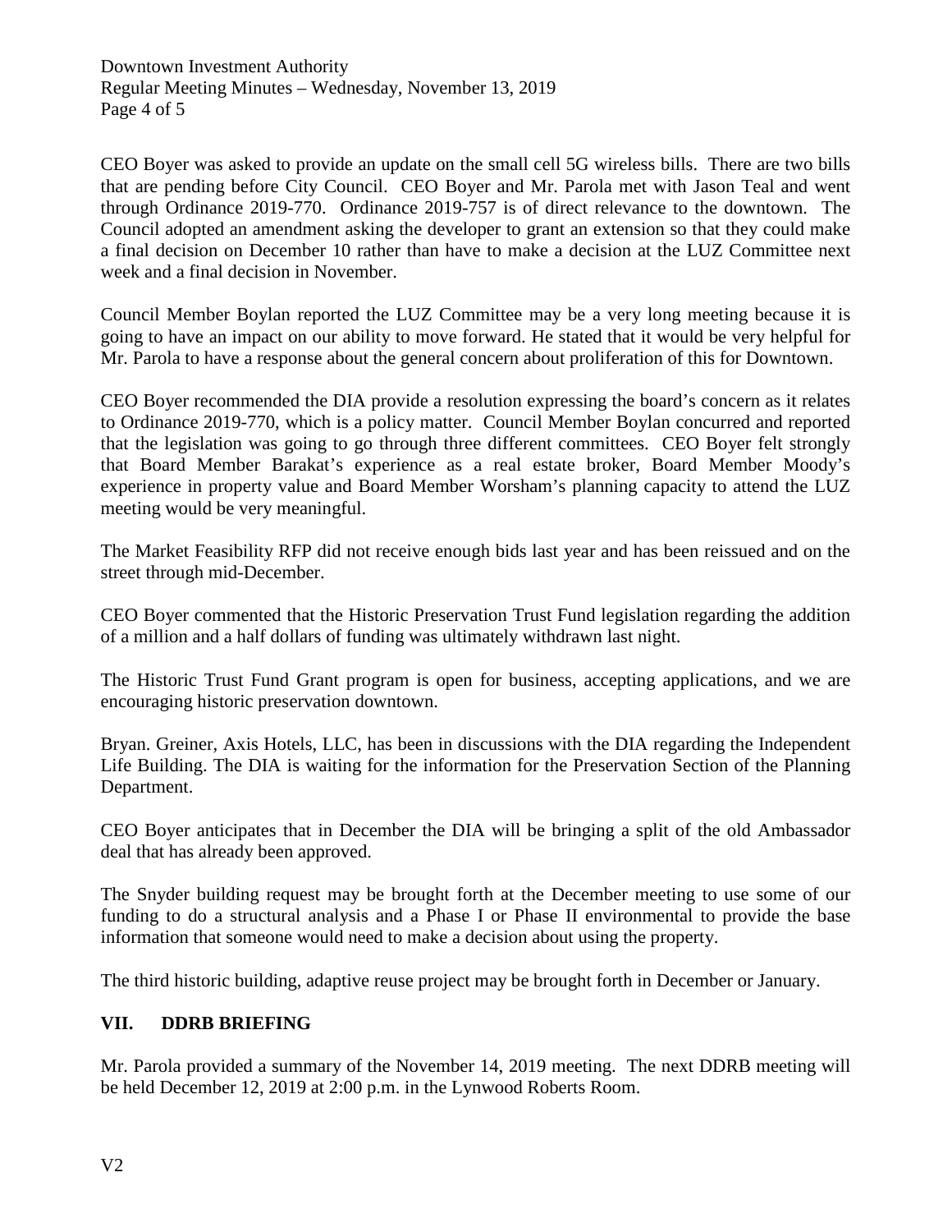CEO Boyer was asked to provide an update on the small cell 5G wireless bills. There are two bills that are pending before City Council. CEO Boyer and Mr. Parola met with Jason Teal and went through Ordinance 2019-770. Ordinance 2019-757 is of direct relevance to the downtown. The Council adopted an amendment asking the developer to grant an extension so that they could make a final decision on December 10 rather than have to make a decision at the LUZ Committee next week and a final decision in November.

Council Member Boylan reported the LUZ Committee may be a very long meeting because it is going to have an impact on our ability to move forward. He stated that it would be very helpful for Mr. Parola to have a response about the general concern about proliferation of this for Downtown.

CEO Boyer recommended the DIA provide a resolution expressing the board's concern as it relates to Ordinance 2019-770, which is a policy matter. Council Member Boylan concurred and reported that the legislation was going to go through three different committees. CEO Boyer felt strongly that Board Member Barakat's experience as a real estate broker, Board Member Moody's experience in property value and Board Member Worsham's planning capacity to attend the LUZ meeting would be very meaningful.

The Market Feasibility RFP did not receive enough bids last year and has been reissued and on the street through mid-December.

CEO Boyer commented that the Historic Preservation Trust Fund legislation regarding the addition of a million and a half dollars of funding was ultimately withdrawn last night.

The Historic Trust Fund Grant program is open for business, accepting applications, and we are encouraging historic preservation downtown.

Bryan. Greiner, Axis Hotels, LLC, has been in discussions with the DIA regarding the Independent Life Building. The DIA is waiting for the information for the Preservation Section of the Planning Department.

CEO Boyer anticipates that in December the DIA will be bringing a split of the old Ambassador deal that has already been approved.

The Snyder building request may be brought forth at the December meeting to use some of our funding to do a structural analysis and a Phase I or Phase II environmental to provide the base information that someone would need to make a decision about using the property.

The third historic building, adaptive reuse project may be brought forth in December or January.

## VII. DDRB BRIEFING

Mr. Parola provided a summary of the November 14, 2019 meeting. The next DDRB meeting will be held December 12, 2019 at 2:00 p.m. in the Lynwood Roberts Room.

V2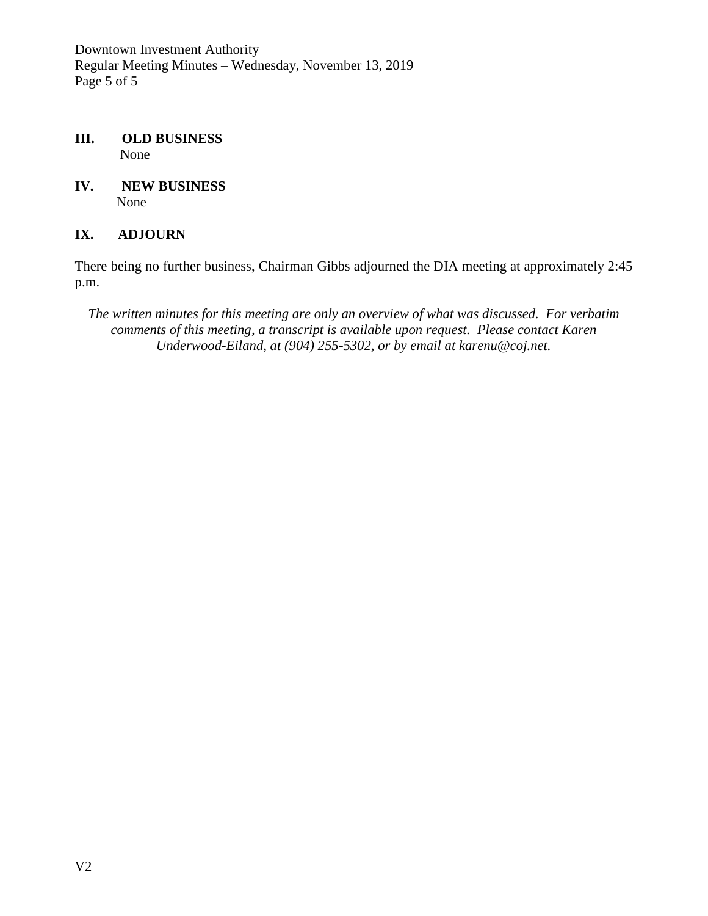## III. OLD BUSINESS

None

## IV. NEW BUSINESS

None

## IX. ADJOURN

There being no further business, Chairman Gibbs adjourned the DIA meeting at approximately 2:45 p.m.

*The written minutes for this meeting are only an overview of what was discussed. For verbatim comments of this meeting, a transcript is available upon request. Please contact Karen Underwood-Eiland, at (904) 255-5302, or by email at karenu@coj.net.*

V2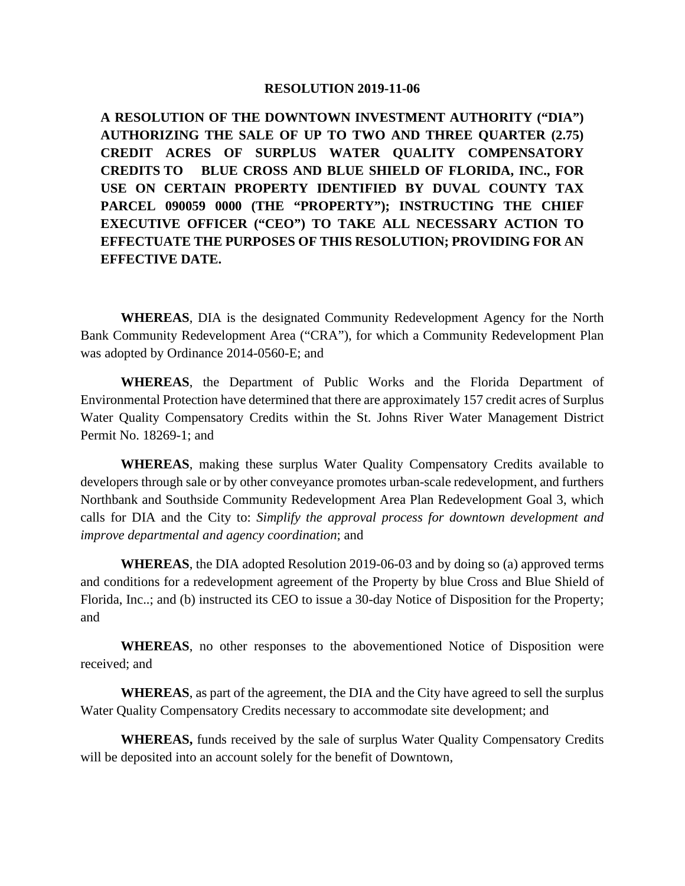**RESOLUTION 2019-11-06**

**A RESOLUTION OF THE DOWNTOWN INVESTMENT AUTHORITY ("DIA") AUTHORIZING THE SALE OF UP TO TWO AND THREE QUARTER (2.75) CREDIT ACRES OF SURPLUS WATER QUALITY COMPENSATORY CREDITS TO BLUE CROSS AND BLUE SHIELD OF FLORIDA, INC., FOR USE ON CERTAIN PROPERTY IDENTIFIED BY DUVAL COUNTY TAX PARCEL 090059 0000 (THE "PROPERTY"); INSTRUCTING THE CHIEF EXECUTIVE OFFICER ("CEO") TO TAKE ALL NECESSARY ACTION TO EFFECTUATE THE PURPOSES OF THIS RESOLUTION; PROVIDING FOR AN EFFECTIVE DATE.**

**WHEREAS**, DIA is the designated Community Redevelopment Agency for the North Bank Community Redevelopment Area ("CRA"), for which a Community Redevelopment Plan was adopted by Ordinance 2014-0560-E; and

**WHEREAS**, the Department of Public Works and the Florida Department of Environmental Protection have determined that there are approximately 157 credit acres of Surplus Water Quality Compensatory Credits within the St. Johns River Water Management District Permit No. 18269-1; and

**WHEREAS**, making these surplus Water Quality Compensatory Credits available to developers through sale or by other conveyance promotes urban-scale redevelopment, and furthers Northbank and Southside Community Redevelopment Area Plan Redevelopment Goal 3, which calls for DIA and the City to: *Simplify the approval process for downtown development and improve departmental and agency coordination*; and

**WHEREAS**, the DIA adopted Resolution 2019-06-03 and by doing so (a) approved terms and conditions for a redevelopment agreement of the Property by blue Cross and Blue Shield of Florida, Inc..; and (b) instructed its CEO to issue a 30-day Notice of Disposition for the Property; and

**WHEREAS**, no other responses to the abovementioned Notice of Disposition were received; and

**WHEREAS**, as part of the agreement, the DIA and the City have agreed to sell the surplus Water Quality Compensatory Credits necessary to accommodate site development; and

**WHEREAS,** funds received by the sale of surplus Water Quality Compensatory Credits will be deposited into an account solely for the benefit of Downtown,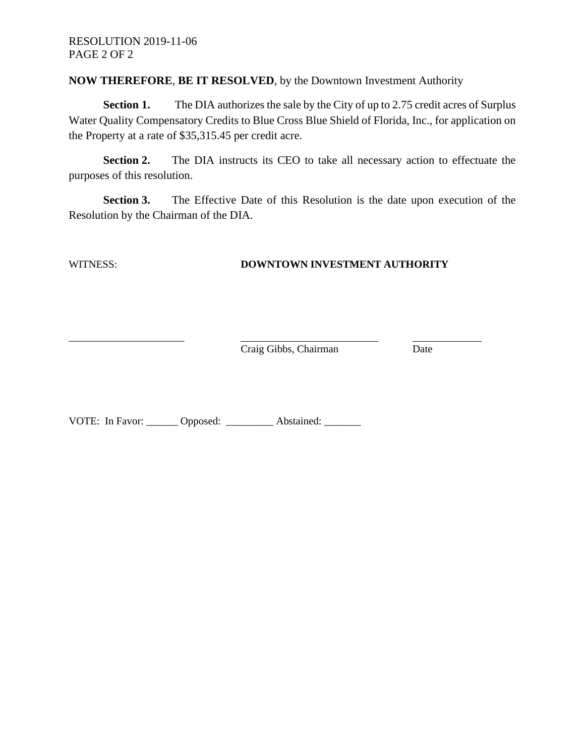RESOLUTION 2019-11-06

**NOW THEREFORE**, **BE IT RESOLVED**, by the Downtown Investment Authority

**Section 1.** The DIA authorizes the sale by the City of up to 2.75 credit acres of Surplus Water Quality Compensatory Credits to Blue Cross Blue Shield of Florida, Inc., for application on the Property at a rate of $35,315.45 per credit acre.

**Section 2.** The DIA instructs its CEO to take all necessary action to effectuate the purposes of this resolution.

**Section 3.** The Effective Date of this Resolution is the date upon execution of the Resolution by the Chairman of the DIA.

WITNESS: **DOWNTOWN INVESTMENT AUTHORITY**

______________________ ___________________________ _____________

Craig Gibbs, Chairman Date

VOTE: In Favor: ______ Opposed: _________ Abstained: _______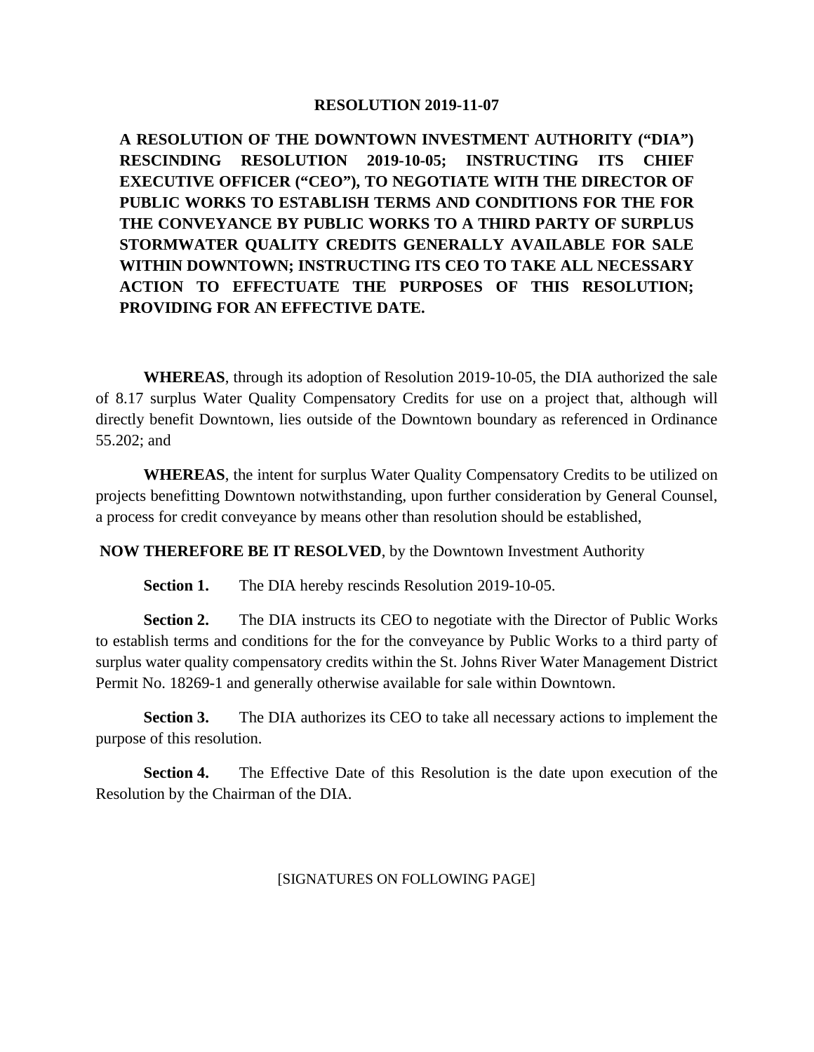**RESOLUTION 2019-11-07**

**A RESOLUTION OF THE DOWNTOWN INVESTMENT AUTHORITY ("DIA") RESCINDING RESOLUTION 2019-10-05; INSTRUCTING ITS CHIEF EXECUTIVE OFFICER ("CEO"), TO NEGOTIATE WITH THE DIRECTOR OF PUBLIC WORKS TO ESTABLISH TERMS AND CONDITIONS FOR THE FOR THE CONVEYANCE BY PUBLIC WORKS TO A THIRD PARTY OF SURPLUS STORMWATER QUALITY CREDITS GENERALLY AVAILABLE FOR SALE WITHIN DOWNTOWN; INSTRUCTING ITS CEO TO TAKE ALL NECESSARY ACTION TO EFFECTUATE THE PURPOSES OF THIS RESOLUTION; PROVIDING FOR AN EFFECTIVE DATE.**

**WHEREAS**, through its adoption of Resolution 2019-10-05, the DIA authorized the sale of 8.17 surplus Water Quality Compensatory Credits for use on a project that, although will directly benefit Downtown, lies outside of the Downtown boundary as referenced in Ordinance 55.202; and

**WHEREAS**, the intent for surplus Water Quality Compensatory Credits to be utilized on projects benefitting Downtown notwithstanding, upon further consideration by General Counsel, a process for credit conveyance by means other than resolution should be established,

**NOW THEREFORE BE IT RESOLVED**, by the Downtown Investment Authority

**Section 1.** The DIA hereby rescinds Resolution 2019-10-05.

**Section 2.** The DIA instructs its CEO to negotiate with the Director of Public Works to establish terms and conditions for the for the conveyance by Public Works to a third party of surplus water quality compensatory credits within the St. Johns River Water Management District Permit No. 18269-1 and generally otherwise available for sale within Downtown.

**Section 3.** The DIA authorizes its CEO to take all necessary actions to implement the purpose of this resolution.

**Section 4.** The Effective Date of this Resolution is the date upon execution of the Resolution by the Chairman of the DIA.

[SIGNATURES ON FOLLOWING PAGE]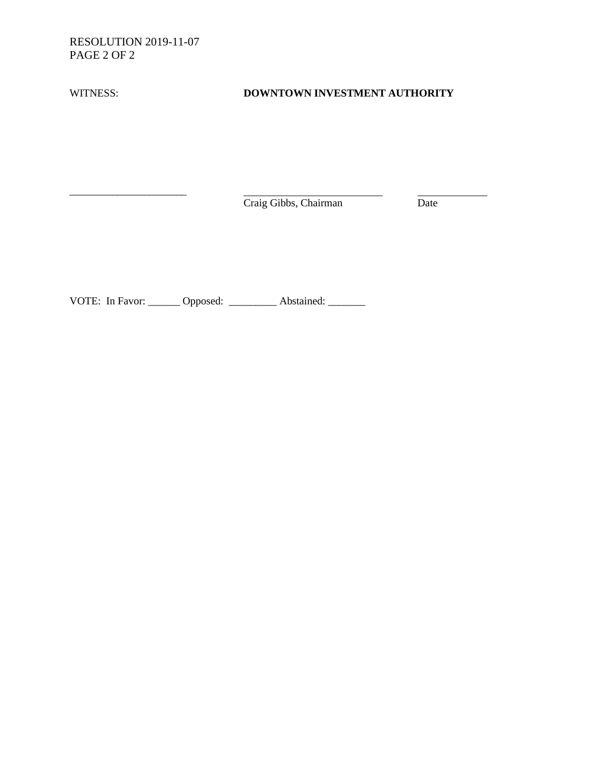RESOLUTION 2019-11-07

WITNESS: **DOWNTOWN INVESTMENT AUTHORITY**

______________________ ______________________ ____________

Craig Gibbs, Chairman Date

VOTE: In Favor: ______ Opposed: _________ Abstained: _______